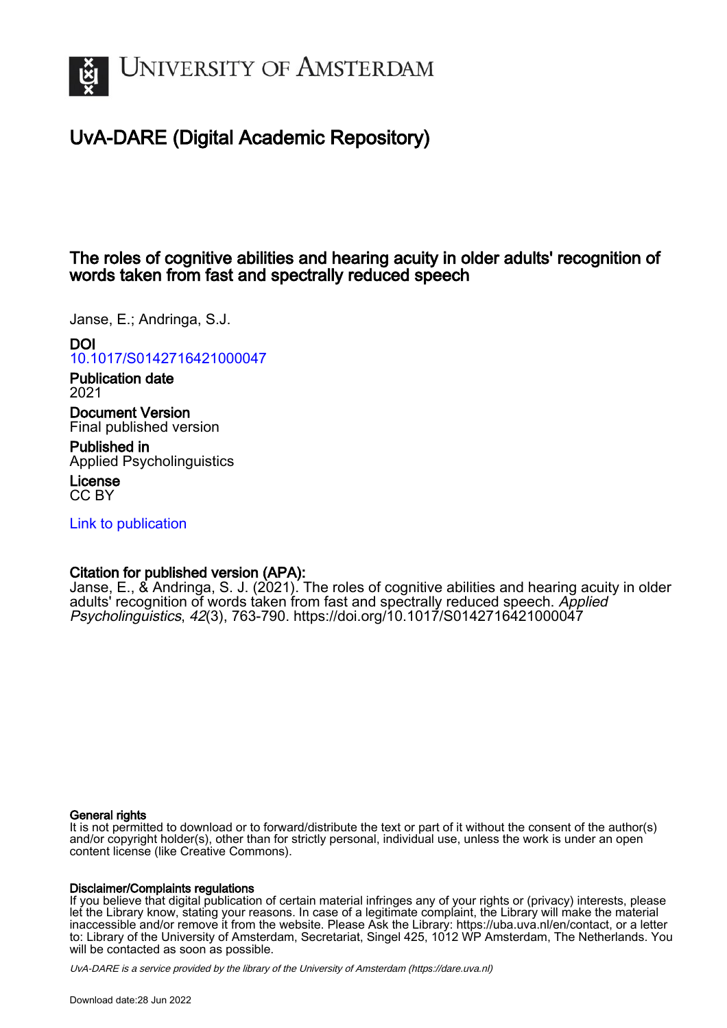# UvA-DARE (Digital Academic Repository)

## The roles of cognitive abilities and hearing acuity in older adults' recognition of words taken from fast and spectrally reduced speech

Janse, E.; Andringa, S.J.

**DOI**
10.1017/S0142716421000047

**Publication date**
2021

**Document Version**
Final published version

**Published in**
Applied Psycholinguistics

**License**
CC BY

Link to publication

**Citation for published version (APA):**
Janse, E., & Andringa, S. J. (2021). The roles of cognitive abilities and hearing acuity in older adults' recognition of words taken from fast and spectrally reduced speech. *Applied Psycholinguistics*, *42*(3), 763-790. https://doi.org/10.1017/S0142716421000047

**General rights**
It is not permitted to download or to forward/distribute the text or part of it without the consent of the author(s) and/or copyright holder(s), other than for strictly personal, individual use, unless the work is under an open content license (like Creative Commons).

**Disclaimer/Complaints regulations**
If you believe that digital publication of certain material infringes any of your rights or (privacy) interests, please let the Library know, stating your reasons. In case of a legitimate complaint, the Library will make the material inaccessible and/or remove it from the website. Please Ask the Library: https://uba.uva.nl/en/contact, or a letter to: Library of the University of Amsterdam, Secretariat, Singel 425, 1012 WP Amsterdam, The Netherlands. You will be contacted as soon as possible.

*UvA-DARE is a service provided by the library of the University of Amsterdam (https://dare.uva.nl)*

Download date:28 Jun 2022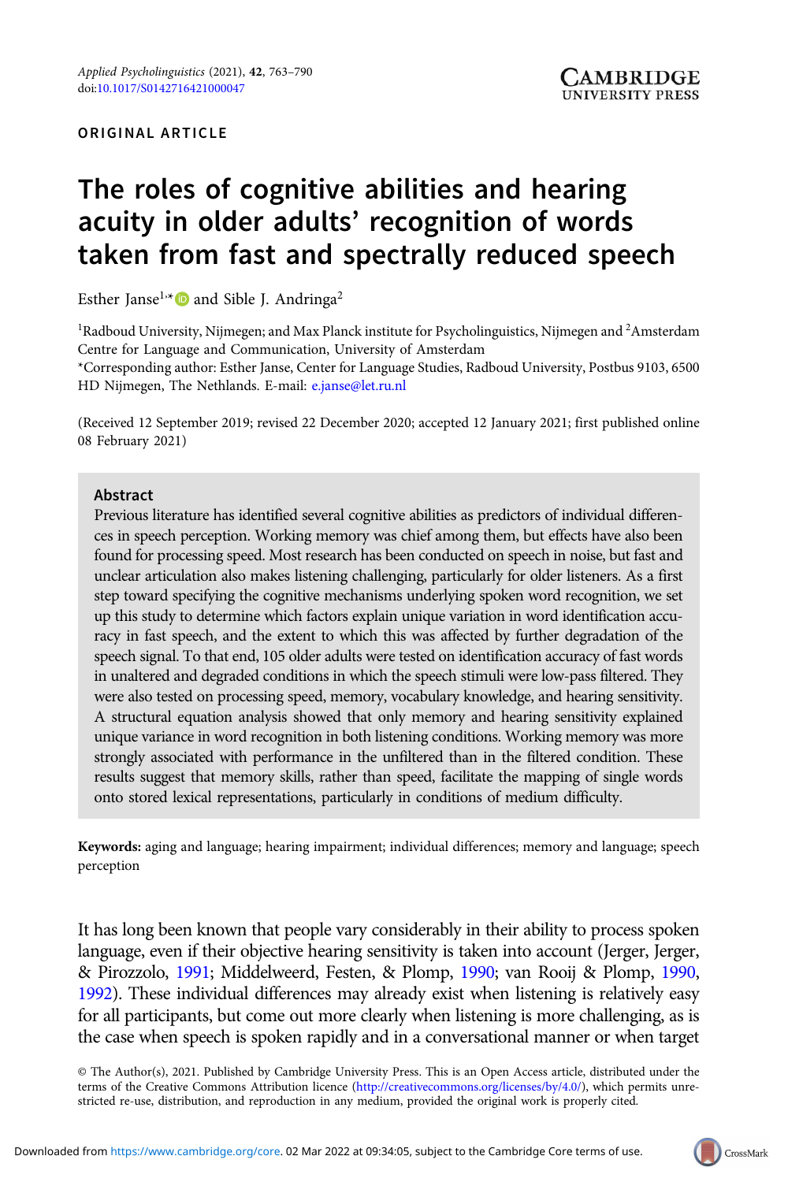ORIGINAL ARTICLE

# The roles of cognitive abilities and hearing acuity in older adults' recognition of words taken from fast and spectrally reduced speech

Esther Janse[1,*] and Sible J. Andringa[2]

[1]Radboud University, Nijmegen; and Max Planck institute for Psycholinguistics, Nijmegen and [2]Amsterdam Centre for Language and Communication, University of Amsterdam

*Corresponding author: Esther Janse, Center for Language Studies, Radboud University, Postbus 9103, 6500 HD Nijmegen, The Nethlands. E-mail: e.janse@let.ru.nl

(Received 12 September 2019; revised 22 December 2020; accepted 12 January 2021; first published online 08 February 2021)

## Abstract

Previous literature has identified several cognitive abilities as predictors of individual differences in speech perception. Working memory was chief among them, but effects have also been found for processing speed. Most research has been conducted on speech in noise, but fast and unclear articulation also makes listening challenging, particularly for older listeners. As a first step toward specifying the cognitive mechanisms underlying spoken word recognition, we set up this study to determine which factors explain unique variation in word identification accuracy in fast speech, and the extent to which this was affected by further degradation of the speech signal. To that end, 105 older adults were tested on identification accuracy of fast words in unaltered and degraded conditions in which the speech stimuli were low-pass filtered. They were also tested on processing speed, memory, vocabulary knowledge, and hearing sensitivity. A structural equation analysis showed that only memory and hearing sensitivity explained unique variance in word recognition in both listening conditions. Working memory was more strongly associated with performance in the unfiltered than in the filtered condition. These results suggest that memory skills, rather than speed, facilitate the mapping of single words onto stored lexical representations, particularly in conditions of medium difficulty.

**Keywords:** aging and language; hearing impairment; individual differences; memory and language; speech perception

It has long been known that people vary considerably in their ability to process spoken language, even if their objective hearing sensitivity is taken into account (Jerger, Jerger, & Pirozzolo, 1991; Middelweerd, Festen, & Plomp, 1990; van Rooij & Plomp, 1990, 1992). These individual differences may already exist when listening is relatively easy for all participants, but come out more clearly when listening is more challenging, as is the case when speech is spoken rapidly and in a conversational manner or when target

© The Author(s), 2021. Published by Cambridge University Press. This is an Open Access article, distributed under the terms of the Creative Commons Attribution licence (http://creativecommons.org/licenses/by/4.0/), which permits unrestricted re-use, distribution, and reproduction in any medium, provided the original work is properly cited.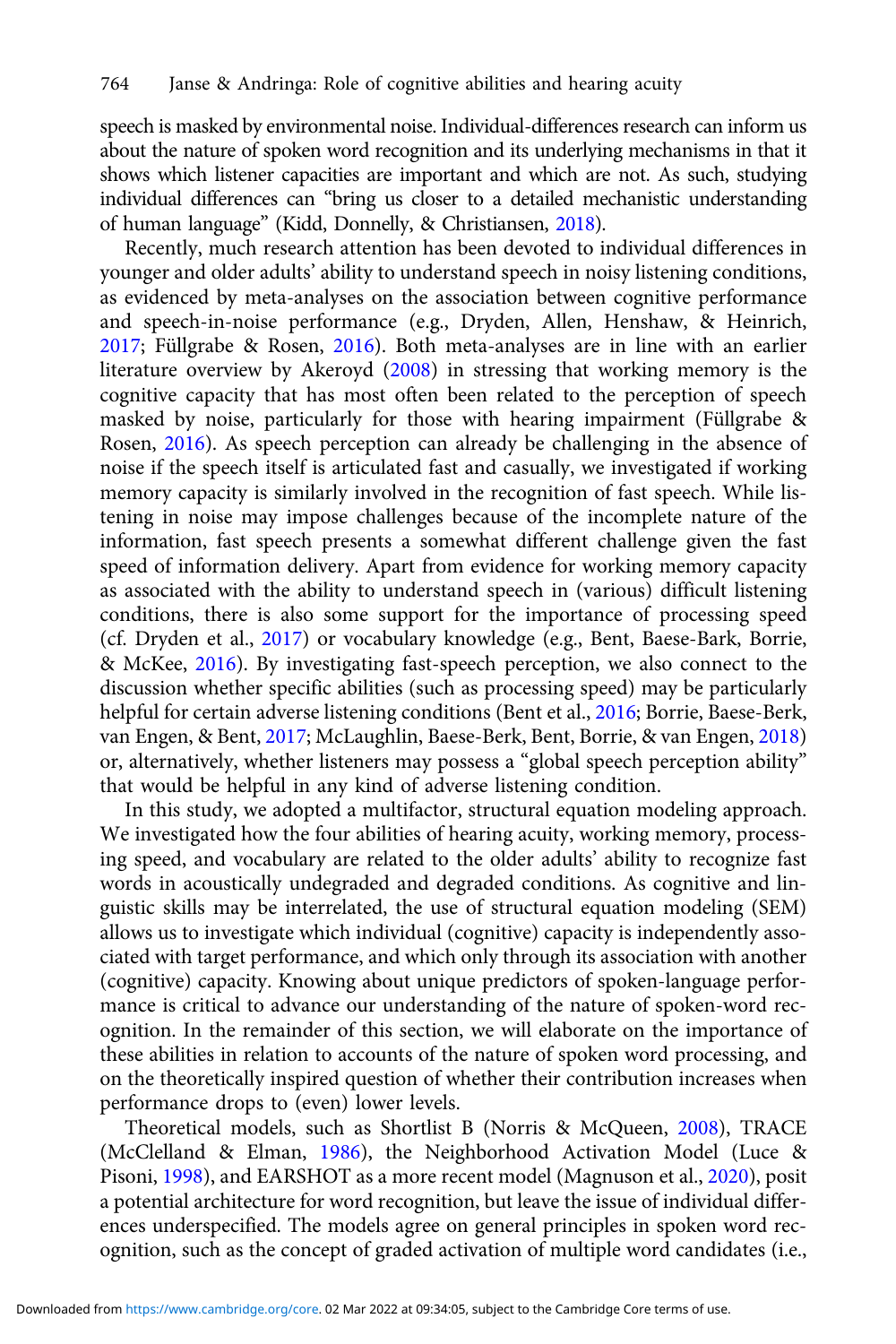speech is masked by environmental noise. Individual-differences research can inform us about the nature of spoken word recognition and its underlying mechanisms in that it shows which listener capacities are important and which are not. As such, studying individual differences can "bring us closer to a detailed mechanistic understanding of human language" (Kidd, Donnelly, & Christiansen, 2018).

Recently, much research attention has been devoted to individual differences in younger and older adults' ability to understand speech in noisy listening conditions, as evidenced by meta-analyses on the association between cognitive performance and speech-in-noise performance (e.g., Dryden, Allen, Henshaw, & Heinrich, 2017; Füllgrabe & Rosen, 2016). Both meta-analyses are in line with an earlier literature overview by Akeroyd (2008) in stressing that working memory is the cognitive capacity that has most often been related to the perception of speech masked by noise, particularly for those with hearing impairment (Füllgrabe & Rosen, 2016). As speech perception can already be challenging in the absence of noise if the speech itself is articulated fast and casually, we investigated if working memory capacity is similarly involved in the recognition of fast speech. While listening in noise may impose challenges because of the incomplete nature of the information, fast speech presents a somewhat different challenge given the fast speed of information delivery. Apart from evidence for working memory capacity as associated with the ability to understand speech in (various) difficult listening conditions, there is also some support for the importance of processing speed (cf. Dryden et al., 2017) or vocabulary knowledge (e.g., Bent, Baese-Bark, Borrie, & McKee, 2016). By investigating fast-speech perception, we also connect to the discussion whether specific abilities (such as processing speed) may be particularly helpful for certain adverse listening conditions (Bent et al., 2016; Borrie, Baese-Berk, van Engen, & Bent, 2017; McLaughlin, Baese-Berk, Bent, Borrie, & van Engen, 2018) or, alternatively, whether listeners may possess a "global speech perception ability" that would be helpful in any kind of adverse listening condition.

In this study, we adopted a multifactor, structural equation modeling approach. We investigated how the four abilities of hearing acuity, working memory, processing speed, and vocabulary are related to the older adults' ability to recognize fast words in acoustically undegraded and degraded conditions. As cognitive and linguistic skills may be interrelated, the use of structural equation modeling (SEM) allows us to investigate which individual (cognitive) capacity is independently associated with target performance, and which only through its association with another (cognitive) capacity. Knowing about unique predictors of spoken-language performance is critical to advance our understanding of the nature of spoken-word recognition. In the remainder of this section, we will elaborate on the importance of these abilities in relation to accounts of the nature of spoken word processing, and on the theoretically inspired question of whether their contribution increases when performance drops to (even) lower levels.

Theoretical models, such as Shortlist B (Norris & McQueen, 2008), TRACE (McClelland & Elman, 1986), the Neighborhood Activation Model (Luce & Pisoni, 1998), and EARSHOT as a more recent model (Magnuson et al., 2020), posit a potential architecture for word recognition, but leave the issue of individual differences underspecified. The models agree on general principles in spoken word recognition, such as the concept of graded activation of multiple word candidates (i.e.,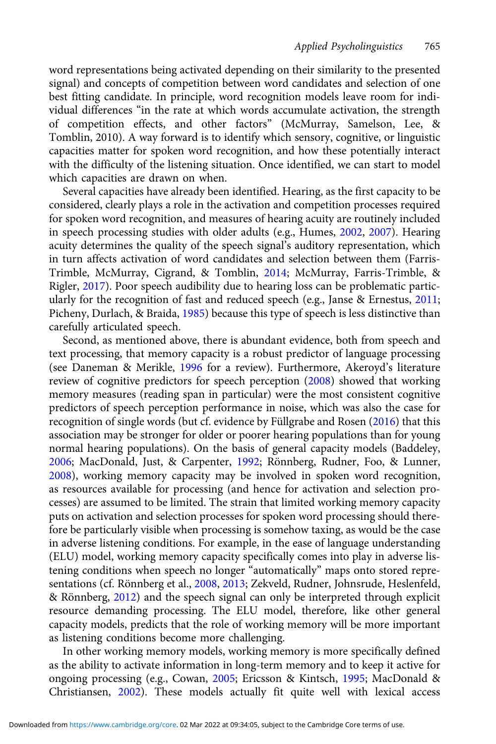word representations being activated depending on their similarity to the presented signal) and concepts of competition between word candidates and selection of one best fitting candidate. In principle, word recognition models leave room for individual differences "in the rate at which words accumulate activation, the strength of competition effects, and other factors" (McMurray, Samelson, Lee, & Tomblin, 2010). A way forward is to identify which sensory, cognitive, or linguistic capacities matter for spoken word recognition, and how these potentially interact with the difficulty of the listening situation. Once identified, we can start to model which capacities are drawn on when.

Several capacities have already been identified. Hearing, as the first capacity to be considered, clearly plays a role in the activation and competition processes required for spoken word recognition, and measures of hearing acuity are routinely included in speech processing studies with older adults (e.g., Humes, 2002, 2007). Hearing acuity determines the quality of the speech signal's auditory representation, which in turn affects activation of word candidates and selection between them (Farris-Trimble, McMurray, Cigrand, & Tomblin, 2014; McMurray, Farris-Trimble, & Rigler, 2017). Poor speech audibility due to hearing loss can be problematic particularly for the recognition of fast and reduced speech (e.g., Janse & Ernestus, 2011; Picheny, Durlach, & Braida, 1985) because this type of speech is less distinctive than carefully articulated speech.

Second, as mentioned above, there is abundant evidence, both from speech and text processing, that memory capacity is a robust predictor of language processing (see Daneman & Merikle, 1996 for a review). Furthermore, Akeroyd's literature review of cognitive predictors for speech perception (2008) showed that working memory measures (reading span in particular) were the most consistent cognitive predictors of speech perception performance in noise, which was also the case for recognition of single words (but cf. evidence by Füllgrabe and Rosen (2016) that this association may be stronger for older or poorer hearing populations than for young normal hearing populations). On the basis of general capacity models (Baddeley, 2006; MacDonald, Just, & Carpenter, 1992; Rönnberg, Rudner, Foo, & Lunner, 2008), working memory capacity may be involved in spoken word recognition, as resources available for processing (and hence for activation and selection processes) are assumed to be limited. The strain that limited working memory capacity puts on activation and selection processes for spoken word processing should therefore be particularly visible when processing is somehow taxing, as would be the case in adverse listening conditions. For example, in the ease of language understanding (ELU) model, working memory capacity specifically comes into play in adverse listening conditions when speech no longer "automatically" maps onto stored representations (cf. Rönnberg et al., 2008, 2013; Zekveld, Rudner, Johnsrude, Heslenfeld, & Rönnberg, 2012) and the speech signal can only be interpreted through explicit resource demanding processing. The ELU model, therefore, like other general capacity models, predicts that the role of working memory will be more important as listening conditions become more challenging.

In other working memory models, working memory is more specifically defined as the ability to activate information in long-term memory and to keep it active for ongoing processing (e.g., Cowan, 2005; Ericsson & Kintsch, 1995; MacDonald & Christiansen, 2002). These models actually fit quite well with lexical access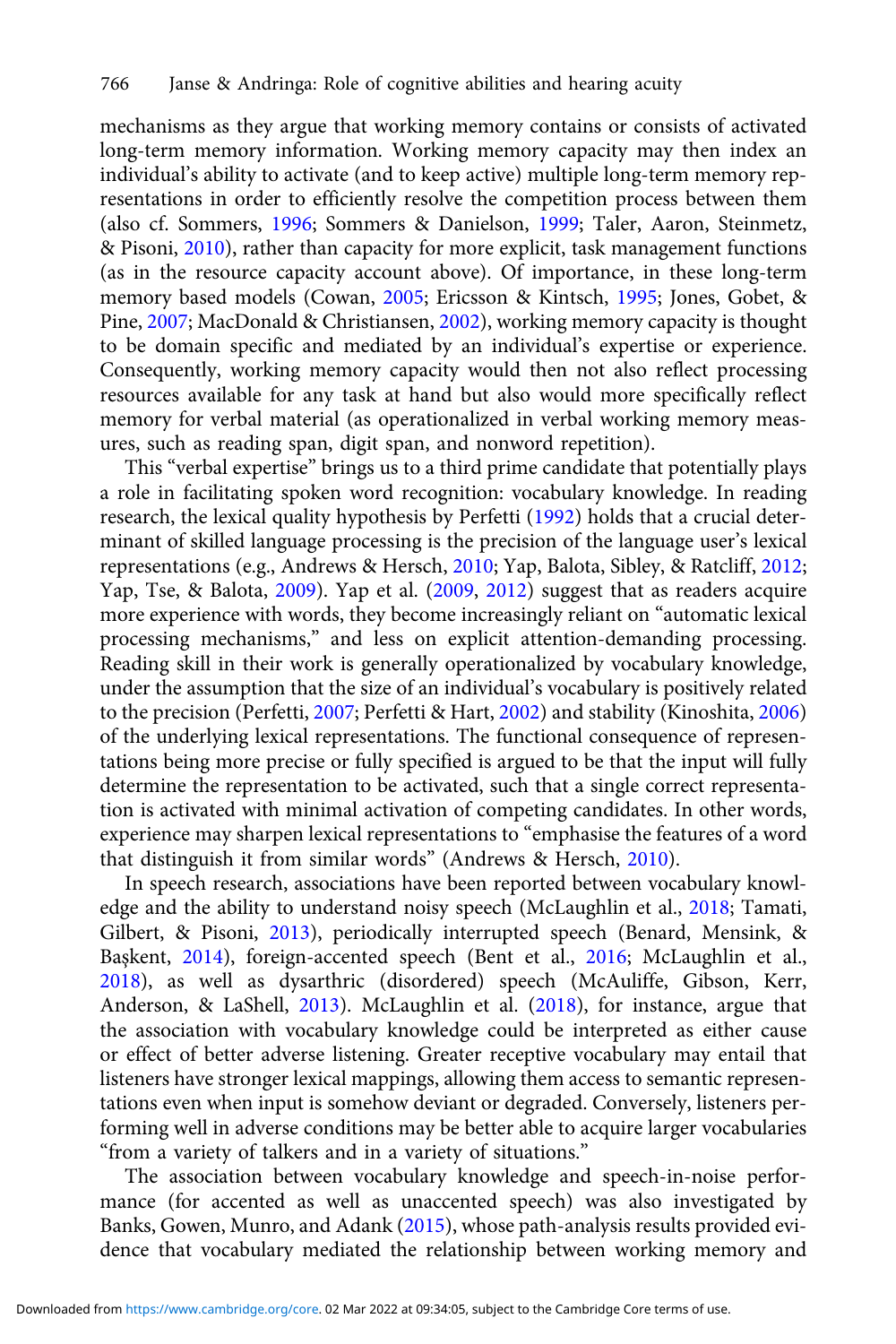mechanisms as they argue that working memory contains or consists of activated long-term memory information. Working memory capacity may then index an individual's ability to activate (and to keep active) multiple long-term memory representations in order to efficiently resolve the competition process between them (also cf. Sommers, 1996; Sommers & Danielson, 1999; Taler, Aaron, Steinmetz, & Pisoni, 2010), rather than capacity for more explicit, task management functions (as in the resource capacity account above). Of importance, in these long-term memory based models (Cowan, 2005; Ericsson & Kintsch, 1995; Jones, Gobet, & Pine, 2007; MacDonald & Christiansen, 2002), working memory capacity is thought to be domain specific and mediated by an individual's expertise or experience. Consequently, working memory capacity would then not also reflect processing resources available for any task at hand but also would more specifically reflect memory for verbal material (as operationalized in verbal working memory measures, such as reading span, digit span, and nonword repetition).

This "verbal expertise" brings us to a third prime candidate that potentially plays a role in facilitating spoken word recognition: vocabulary knowledge. In reading research, the lexical quality hypothesis by Perfetti (1992) holds that a crucial determinant of skilled language processing is the precision of the language user's lexical representations (e.g., Andrews & Hersch, 2010; Yap, Balota, Sibley, & Ratcliff, 2012; Yap, Tse, & Balota, 2009). Yap et al. (2009, 2012) suggest that as readers acquire more experience with words, they become increasingly reliant on "automatic lexical processing mechanisms," and less on explicit attention-demanding processing. Reading skill in their work is generally operationalized by vocabulary knowledge, under the assumption that the size of an individual's vocabulary is positively related to the precision (Perfetti, 2007; Perfetti & Hart, 2002) and stability (Kinoshita, 2006) of the underlying lexical representations. The functional consequence of representations being more precise or fully specified is argued to be that the input will fully determine the representation to be activated, such that a single correct representation is activated with minimal activation of competing candidates. In other words, experience may sharpen lexical representations to "emphasise the features of a word that distinguish it from similar words" (Andrews & Hersch, 2010).

In speech research, associations have been reported between vocabulary knowledge and the ability to understand noisy speech (McLaughlin et al., 2018; Tamati, Gilbert, & Pisoni, 2013), periodically interrupted speech (Benard, Mensink, & Başkent, 2014), foreign-accented speech (Bent et al., 2016; McLaughlin et al., 2018), as well as dysarthric (disordered) speech (McAuliffe, Gibson, Kerr, Anderson, & LaShell, 2013). McLaughlin et al. (2018), for instance, argue that the association with vocabulary knowledge could be interpreted as either cause or effect of better adverse listening. Greater receptive vocabulary may entail that listeners have stronger lexical mappings, allowing them access to semantic representations even when input is somehow deviant or degraded. Conversely, listeners performing well in adverse conditions may be better able to acquire larger vocabularies "from a variety of talkers and in a variety of situations."

The association between vocabulary knowledge and speech-in-noise performance (for accented as well as unaccented speech) was also investigated by Banks, Gowen, Munro, and Adank (2015), whose path-analysis results provided evidence that vocabulary mediated the relationship between working memory and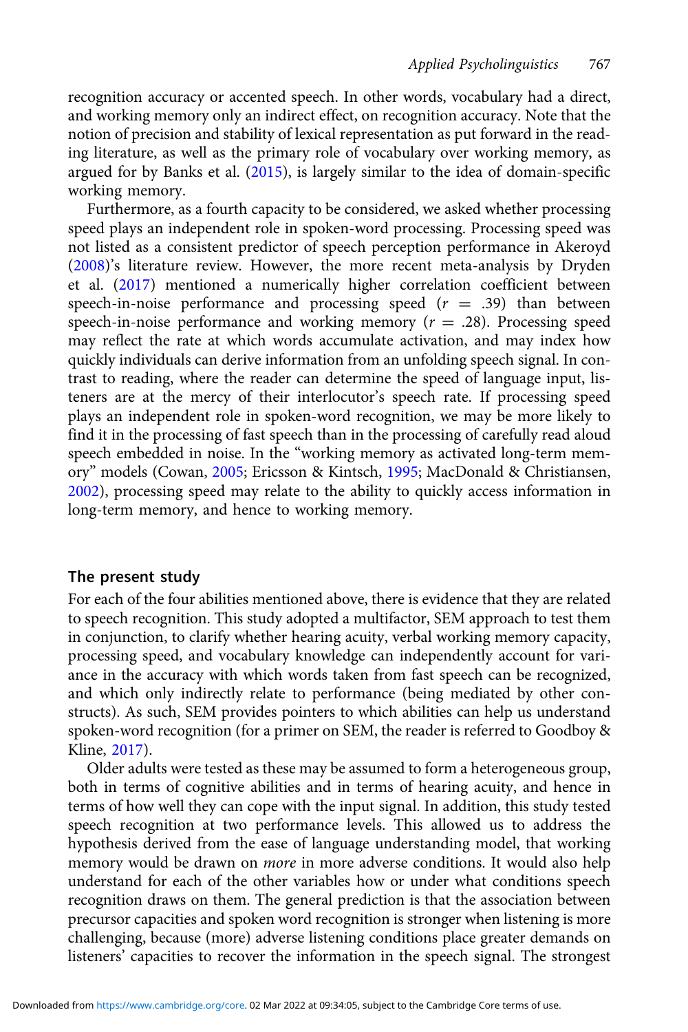recognition accuracy or accented speech. In other words, vocabulary had a direct, and working memory only an indirect effect, on recognition accuracy. Note that the notion of precision and stability of lexical representation as put forward in the reading literature, as well as the primary role of vocabulary over working memory, as argued for by Banks et al. (2015), is largely similar to the idea of domain-specific working memory.

Furthermore, as a fourth capacity to be considered, we asked whether processing speed plays an independent role in spoken-word processing. Processing speed was not listed as a consistent predictor of speech perception performance in Akeroyd (2008)'s literature review. However, the more recent meta-analysis by Dryden et al. (2017) mentioned a numerically higher correlation coefficient between speech-in-noise performance and processing speed ($r$ = .39) than between speech-in-noise performance and working memory ($r$ = .28). Processing speed may reflect the rate at which words accumulate activation, and may index how quickly individuals can derive information from an unfolding speech signal. In contrast to reading, where the reader can determine the speed of language input, listeners are at the mercy of their interlocutor's speech rate. If processing speed plays an independent role in spoken-word recognition, we may be more likely to find it in the processing of fast speech than in the processing of carefully read aloud speech embedded in noise. In the "working memory as activated long-term memory" models (Cowan, 2005; Ericsson & Kintsch, 1995; MacDonald & Christiansen, 2002), processing speed may relate to the ability to quickly access information in long-term memory, and hence to working memory.

## The present study

For each of the four abilities mentioned above, there is evidence that they are related to speech recognition. This study adopted a multifactor, SEM approach to test them in conjunction, to clarify whether hearing acuity, verbal working memory capacity, processing speed, and vocabulary knowledge can independently account for variance in the accuracy with which words taken from fast speech can be recognized, and which only indirectly relate to performance (being mediated by other constructs). As such, SEM provides pointers to which abilities can help us understand spoken-word recognition (for a primer on SEM, the reader is referred to Goodboy & Kline, 2017).

Older adults were tested as these may be assumed to form a heterogeneous group, both in terms of cognitive abilities and in terms of hearing acuity, and hence in terms of how well they can cope with the input signal. In addition, this study tested speech recognition at two performance levels. This allowed us to address the hypothesis derived from the ease of language understanding model, that working memory would be drawn on *more* in more adverse conditions. It would also help understand for each of the other variables how or under what conditions speech recognition draws on them. The general prediction is that the association between precursor capacities and spoken word recognition is stronger when listening is more challenging, because (more) adverse listening conditions place greater demands on listeners' capacities to recover the information in the speech signal. The strongest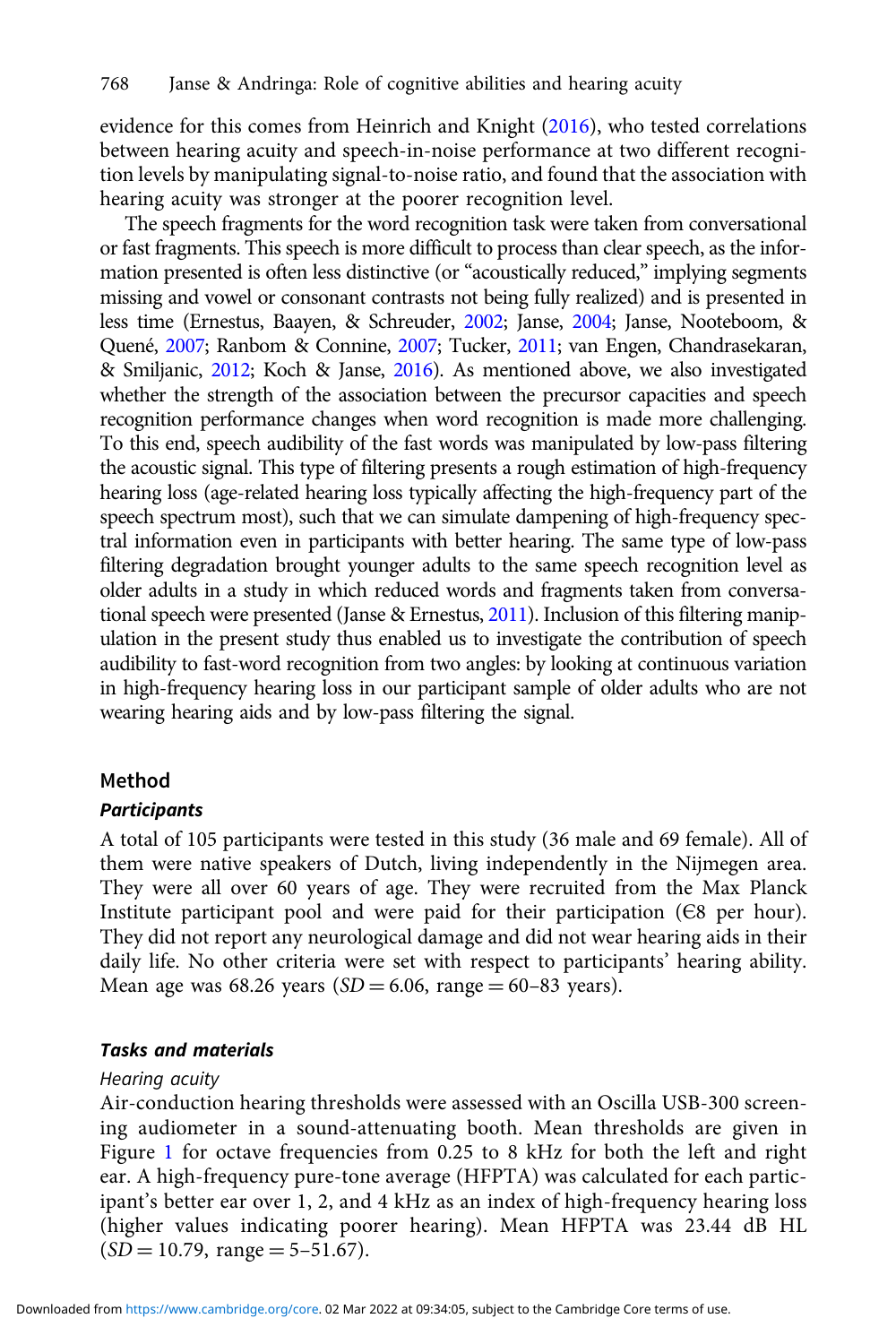evidence for this comes from Heinrich and Knight (2016), who tested correlations between hearing acuity and speech-in-noise performance at two different recognition levels by manipulating signal-to-noise ratio, and found that the association with hearing acuity was stronger at the poorer recognition level.

The speech fragments for the word recognition task were taken from conversational or fast fragments. This speech is more difficult to process than clear speech, as the information presented is often less distinctive (or "acoustically reduced," implying segments missing and vowel or consonant contrasts not being fully realized) and is presented in less time (Ernestus, Baayen, & Schreuder, 2002; Janse, 2004; Janse, Nooteboom, & Quené, 2007; Ranbom & Connine, 2007; Tucker, 2011; van Engen, Chandrasekaran, & Smiljanic, 2012; Koch & Janse, 2016). As mentioned above, we also investigated whether the strength of the association between the precursor capacities and speech recognition performance changes when word recognition is made more challenging. To this end, speech audibility of the fast words was manipulated by low-pass filtering the acoustic signal. This type of filtering presents a rough estimation of high-frequency hearing loss (age-related hearing loss typically affecting the high-frequency part of the speech spectrum most), such that we can simulate dampening of high-frequency spectral information even in participants with better hearing. The same type of low-pass filtering degradation brought younger adults to the same speech recognition level as older adults in a study in which reduced words and fragments taken from conversational speech were presented (Janse & Ernestus, 2011). Inclusion of this filtering manipulation in the present study thus enabled us to investigate the contribution of speech audibility to fast-word recognition from two angles: by looking at continuous variation in high-frequency hearing loss in our participant sample of older adults who are not wearing hearing aids and by low-pass filtering the signal.

## Method

### *Participants*

A total of 105 participants were tested in this study (36 male and 69 female). All of them were native speakers of Dutch, living independently in the Nijmegen area. They were all over 60 years of age. They were recruited from the Max Planck Institute participant pool and were paid for their participation (€8 per hour). They did not report any neurological damage and did not wear hearing aids in their daily life. No other criteria were set with respect to participants' hearing ability. Mean age was 68.26 years ($SD = 6.06$, range = 60–83 years).

### *Tasks and materials*

#### *Hearing acuity*

Air-conduction hearing thresholds were assessed with an Oscilla USB-300 screening audiometer in a sound-attenuating booth. Mean thresholds are given in Figure 1 for octave frequencies from 0.25 to 8 kHz for both the left and right ear. A high-frequency pure-tone average (HFPTA) was calculated for each participant's better ear over 1, 2, and 4 kHz as an index of high-frequency hearing loss (higher values indicating poorer hearing). Mean HFPTA was 23.44 dB HL ($SD = 10.79$, range = 5–51.67).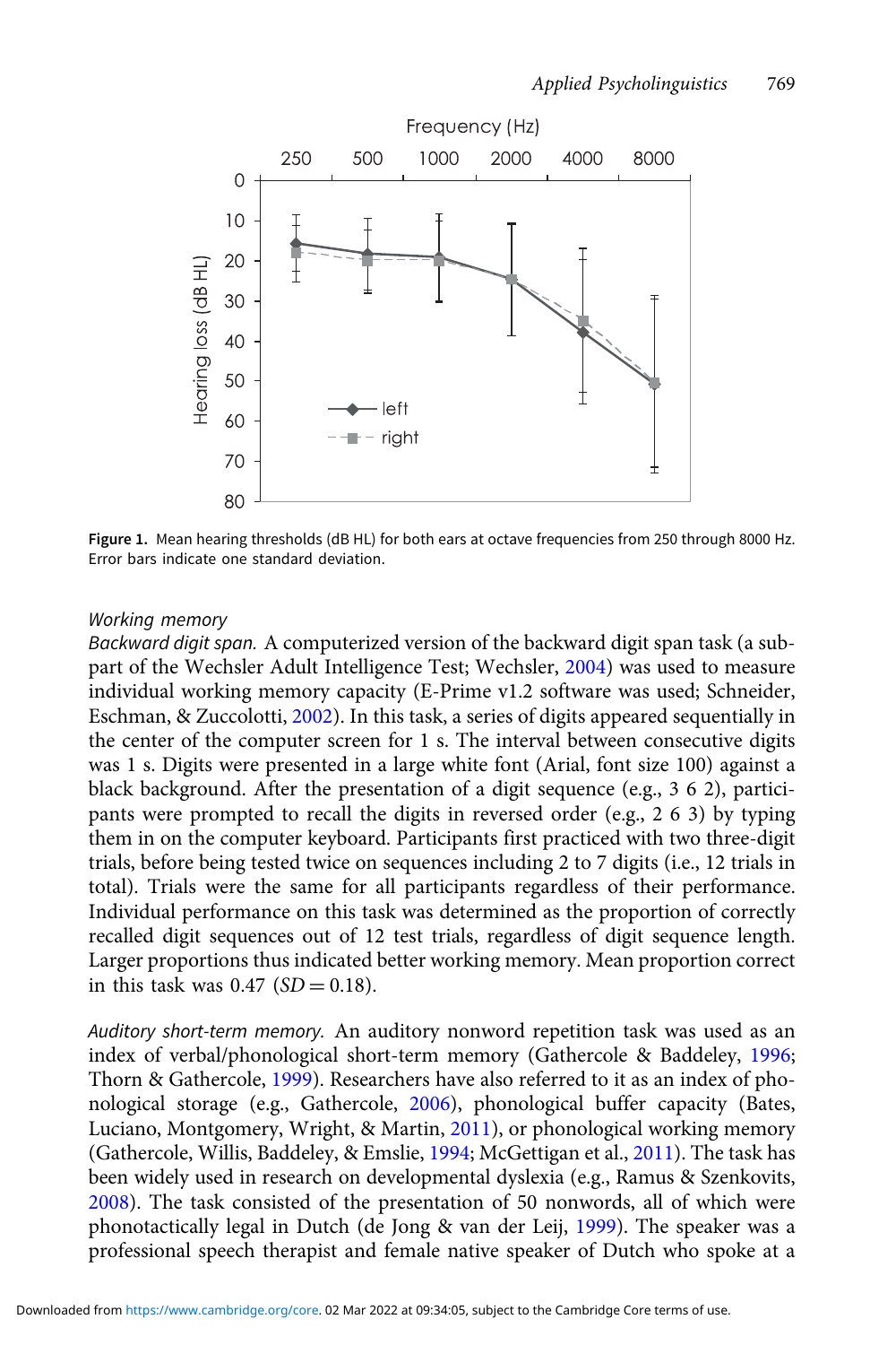**Figure 1.** Mean hearing thresholds (dB HL) for both ears at octave frequencies from 250 through 8000 Hz. Error bars indicate one standard deviation.

*Working memory*

*Backward digit span.* A computerized version of the backward digit span task (a subpart of the Wechsler Adult Intelligence Test; Wechsler, 2004) was used to measure individual working memory capacity (E-Prime v1.2 software was used; Schneider, Eschman, & Zuccolotti, 2002). In this task, a series of digits appeared sequentially in the center of the computer screen for 1 s. The interval between consecutive digits was 1 s. Digits were presented in a large white font (Arial, font size 100) against a black background. After the presentation of a digit sequence (e.g., 3 6 2), participants were prompted to recall the digits in reversed order (e.g., 2 6 3) by typing them in on the computer keyboard. Participants first practiced with two three-digit trials, before being tested twice on sequences including 2 to 7 digits (i.e., 12 trials in total). Trials were the same for all participants regardless of their performance. Individual performance on this task was determined as the proportion of correctly recalled digit sequences out of 12 test trials, regardless of digit sequence length. Larger proportions thus indicated better working memory. Mean proportion correct in this task was 0.47 ($SD = 0.18$).

*Auditory short-term memory.* An auditory nonword repetition task was used as an index of verbal/phonological short-term memory (Gathercole & Baddeley, 1996; Thorn & Gathercole, 1999). Researchers have also referred to it as an index of phonological storage (e.g., Gathercole, 2006), phonological buffer capacity (Bates, Luciano, Montgomery, Wright, & Martin, 2011), or phonological working memory (Gathercole, Willis, Baddeley, & Emslie, 1994; McGettigan et al., 2011). The task has been widely used in research on developmental dyslexia (e.g., Ramus & Szenkovits, 2008). The task consisted of the presentation of 50 nonwords, all of which were phonotactically legal in Dutch (de Jong & van der Leij, 1999). The speaker was a professional speech therapist and female native speaker of Dutch who spoke at a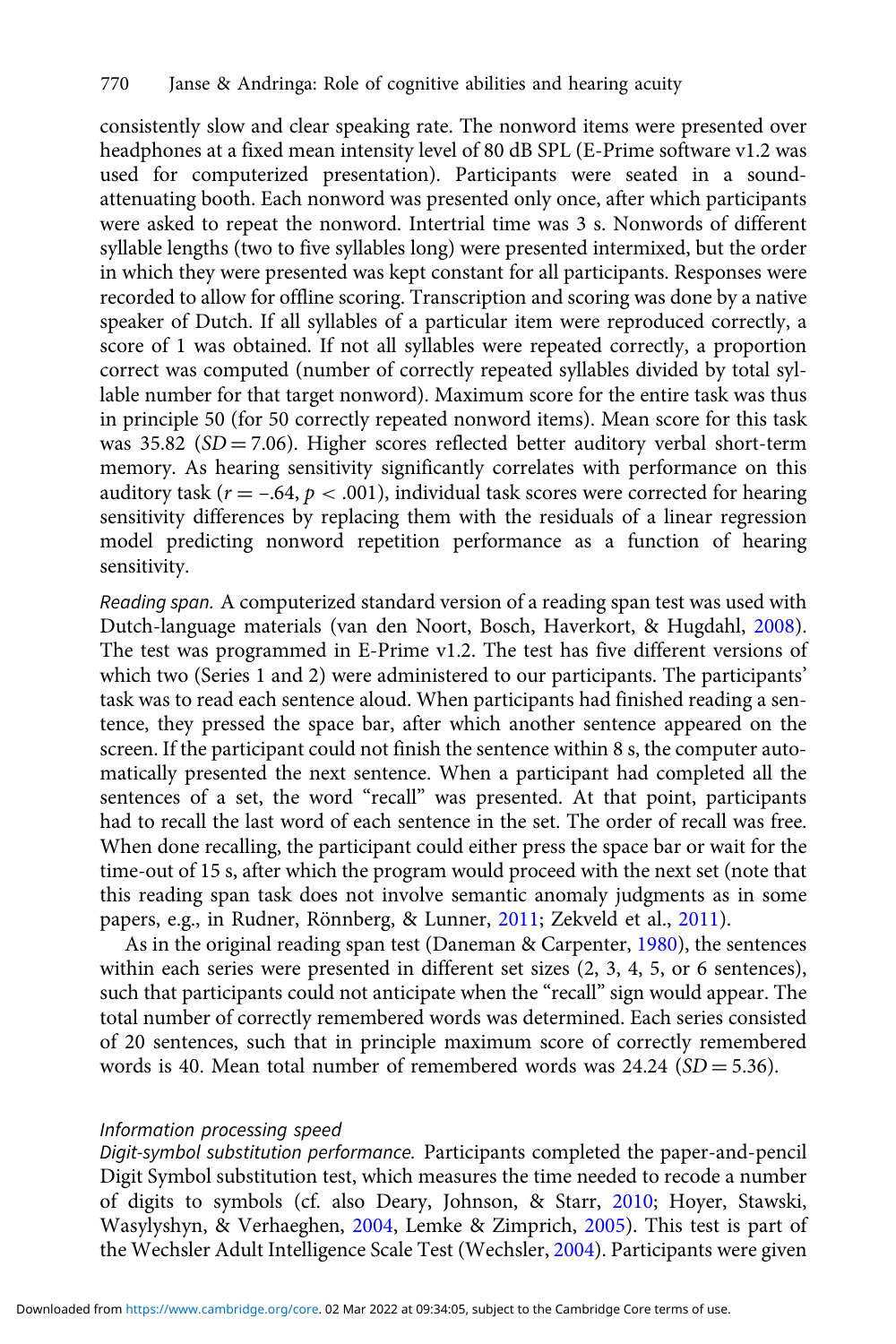consistently slow and clear speaking rate. The nonword items were presented over headphones at a fixed mean intensity level of 80 dB SPL (E-Prime software v1.2 was used for computerized presentation). Participants were seated in a sound-attenuating booth. Each nonword was presented only once, after which participants were asked to repeat the nonword. Intertrial time was 3 s. Nonwords of different syllable lengths (two to five syllables long) were presented intermixed, but the order in which they were presented was kept constant for all participants. Responses were recorded to allow for offline scoring. Transcription and scoring was done by a native speaker of Dutch. If all syllables of a particular item were reproduced correctly, a score of 1 was obtained. If not all syllables were repeated correctly, a proportion correct was computed (number of correctly repeated syllables divided by total syllable number for that target nonword). Maximum score for the entire task was thus in principle 50 (for 50 correctly repeated nonword items). Mean score for this task was 35.82 ($SD = 7.06$). Higher scores reflected better auditory verbal short-term memory. As hearing sensitivity significantly correlates with performance on this auditory task ($r = -.64$, $p < .001$), individual task scores were corrected for hearing sensitivity differences by replacing them with the residuals of a linear regression model predicting nonword repetition performance as a function of hearing sensitivity.

*Reading span.* A computerized standard version of a reading span test was used with Dutch-language materials (van den Noort, Bosch, Haverkort, & Hugdahl, 2008). The test was programmed in E-Prime v1.2. The test has five different versions of which two (Series 1 and 2) were administered to our participants. The participants' task was to read each sentence aloud. When participants had finished reading a sentence, they pressed the space bar, after which another sentence appeared on the screen. If the participant could not finish the sentence within 8 s, the computer automatically presented the next sentence. When a participant had completed all the sentences of a set, the word "recall" was presented. At that point, participants had to recall the last word of each sentence in the set. The order of recall was free. When done recalling, the participant could either press the space bar or wait for the time-out of 15 s, after which the program would proceed with the next set (note that this reading span task does not involve semantic anomaly judgments as in some papers, e.g., in Rudner, Rönnberg, & Lunner, 2011; Zekveld et al., 2011).

As in the original reading span test (Daneman & Carpenter, 1980), the sentences within each series were presented in different set sizes (2, 3, 4, 5, or 6 sentences), such that participants could not anticipate when the "recall" sign would appear. The total number of correctly remembered words was determined. Each series consisted of 20 sentences, such that in principle maximum score of correctly remembered words is 40. Mean total number of remembered words was 24.24 ($SD = 5.36$).

*Information processing speed*

*Digit-symbol substitution performance.* Participants completed the paper-and-pencil Digit Symbol substitution test, which measures the time needed to recode a number of digits to symbols (cf. also Deary, Johnson, & Starr, 2010; Hoyer, Stawski, Wasylyshyn, & Verhaeghen, 2004, Lemke & Zimprich, 2005). This test is part of the Wechsler Adult Intelligence Scale Test (Wechsler, 2004). Participants were given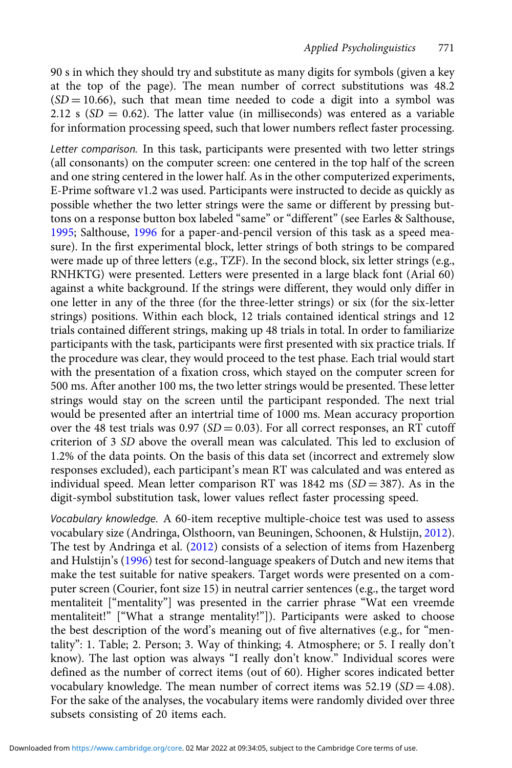90 s in which they should try and substitute as many digits for symbols (given a key at the top of the page). The mean number of correct substitutions was 48.2 ($SD = 10.66$), such that mean time needed to code a digit into a symbol was 2.12 s ($SD = 0.62$). The latter value (in milliseconds) was entered as a variable for information processing speed, such that lower numbers reflect faster processing.

*Letter comparison.* In this task, participants were presented with two letter strings (all consonants) on the computer screen: one centered in the top half of the screen and one string centered in the lower half. As in the other computerized experiments, E-Prime software v1.2 was used. Participants were instructed to decide as quickly as possible whether the two letter strings were the same or different by pressing buttons on a response button box labeled "same" or "different" (see Earles & Salthouse, 1995; Salthouse, 1996 for a paper-and-pencil version of this task as a speed measure). In the first experimental block, letter strings of both strings to be compared were made up of three letters (e.g., TZF). In the second block, six letter strings (e.g., RNHKTG) were presented. Letters were presented in a large black font (Arial 60) against a white background. If the strings were different, they would only differ in one letter in any of the three (for the three-letter strings) or six (for the six-letter strings) positions. Within each block, 12 trials contained identical strings and 12 trials contained different strings, making up 48 trials in total. In order to familiarize participants with the task, participants were first presented with six practice trials. If the procedure was clear, they would proceed to the test phase. Each trial would start with the presentation of a fixation cross, which stayed on the computer screen for 500 ms. After another 100 ms, the two letter strings would be presented. These letter strings would stay on the screen until the participant responded. The next trial would be presented after an intertrial time of 1000 ms. Mean accuracy proportion over the 48 test trials was 0.97 ($SD = 0.03$). For all correct responses, an RT cutoff criterion of 3 *SD* above the overall mean was calculated. This led to exclusion of 1.2% of the data points. On the basis of this data set (incorrect and extremely slow responses excluded), each participant's mean RT was calculated and was entered as individual speed. Mean letter comparison RT was 1842 ms ($SD = 387$). As in the digit-symbol substitution task, lower values reflect faster processing speed.

*Vocabulary knowledge.* A 60-item receptive multiple-choice test was used to assess vocabulary size (Andringa, Olsthoorn, van Beuningen, Schoonen, & Hulstijn, 2012). The test by Andringa et al. (2012) consists of a selection of items from Hazenberg and Hulstijn's (1996) test for second-language speakers of Dutch and new items that make the test suitable for native speakers. Target words were presented on a computer screen (Courier, font size 15) in neutral carrier sentences (e.g., the target word mentaliteit ["mentality"] was presented in the carrier phrase "Wat een vreemde mentaliteit!" ["What a strange mentality!"]). Participants were asked to choose the best description of the word's meaning out of five alternatives (e.g., for "mentality": 1. Table; 2. Person; 3. Way of thinking; 4. Atmosphere; or 5. I really don't know). The last option was always "I really don't know." Individual scores were defined as the number of correct items (out of 60). Higher scores indicated better vocabulary knowledge. The mean number of correct items was 52.19 ($SD = 4.08$). For the sake of the analyses, the vocabulary items were randomly divided over three subsets consisting of 20 items each.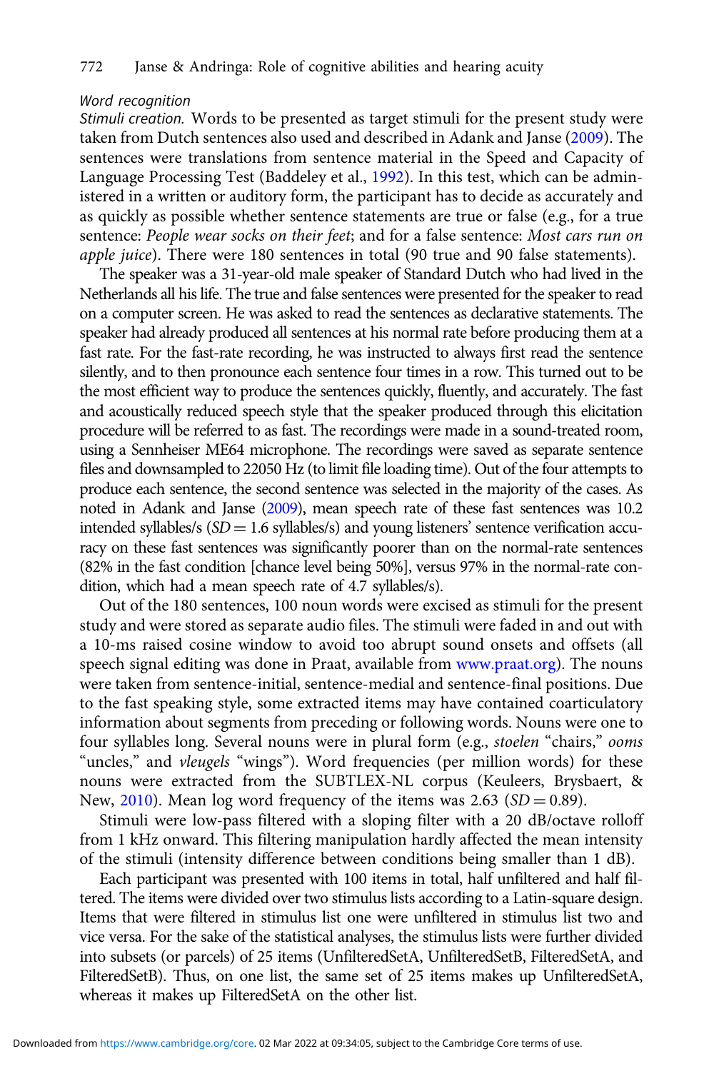*Word recognition*

*Stimuli creation.* Words to be presented as target stimuli for the present study were taken from Dutch sentences also used and described in Adank and Janse (2009). The sentences were translations from sentence material in the Speed and Capacity of Language Processing Test (Baddeley et al., 1992). In this test, which can be administered in a written or auditory form, the participant has to decide as accurately and as quickly as possible whether sentence statements are true or false (e.g., for a true sentence: *People wear socks on their feet*; and for a false sentence: *Most cars run on apple juice*). There were 180 sentences in total (90 true and 90 false statements).

The speaker was a 31-year-old male speaker of Standard Dutch who had lived in the Netherlands all his life. The true and false sentences were presented for the speaker to read on a computer screen. He was asked to read the sentences as declarative statements. The speaker had already produced all sentences at his normal rate before producing them at a fast rate. For the fast-rate recording, he was instructed to always first read the sentence silently, and to then pronounce each sentence four times in a row. This turned out to be the most efficient way to produce the sentences quickly, fluently, and accurately. The fast and acoustically reduced speech style that the speaker produced through this elicitation procedure will be referred to as fast. The recordings were made in a sound-treated room, using a Sennheiser ME64 microphone. The recordings were saved as separate sentence files and downsampled to 22050 Hz (to limit file loading time). Out of the four attempts to produce each sentence, the second sentence was selected in the majority of the cases. As noted in Adank and Janse (2009), mean speech rate of these fast sentences was 10.2 intended syllables/s ($SD = 1.6$ syllables/s) and young listeners' sentence verification accuracy on these fast sentences was significantly poorer than on the normal-rate sentences (82% in the fast condition [chance level being 50%], versus 97% in the normal-rate condition, which had a mean speech rate of 4.7 syllables/s).

Out of the 180 sentences, 100 noun words were excised as stimuli for the present study and were stored as separate audio files. The stimuli were faded in and out with a 10-ms raised cosine window to avoid too abrupt sound onsets and offsets (all speech signal editing was done in Praat, available from www.praat.org). The nouns were taken from sentence-initial, sentence-medial and sentence-final positions. Due to the fast speaking style, some extracted items may have contained coarticulatory information about segments from preceding or following words. Nouns were one to four syllables long. Several nouns were in plural form (e.g., *stoelen* "chairs," *ooms* "uncles," and *vleugels* "wings"). Word frequencies (per million words) for these nouns were extracted from the SUBTLEX-NL corpus (Keuleers, Brysbaert, & New, 2010). Mean log word frequency of the items was 2.63 ($SD = 0.89$).

Stimuli were low-pass filtered with a sloping filter with a 20 dB/octave rolloff from 1 kHz onward. This filtering manipulation hardly affected the mean intensity of the stimuli (intensity difference between conditions being smaller than 1 dB).

Each participant was presented with 100 items in total, half unfiltered and half filtered. The items were divided over two stimulus lists according to a Latin-square design. Items that were filtered in stimulus list one were unfiltered in stimulus list two and vice versa. For the sake of the statistical analyses, the stimulus lists were further divided into subsets (or parcels) of 25 items (UnfilteredSetA, UnfilteredSetB, FilteredSetA, and FilteredSetB). Thus, on one list, the same set of 25 items makes up UnfilteredSetA, whereas it makes up FilteredSetA on the other list.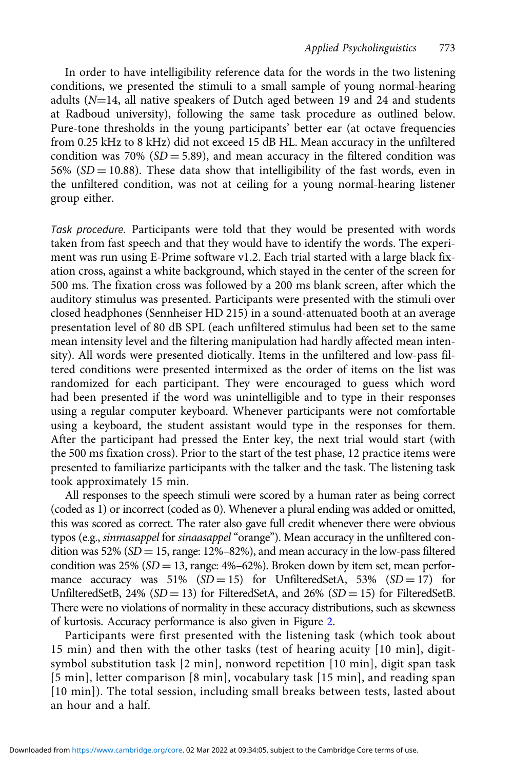In order to have intelligibility reference data for the words in the two listening conditions, we presented the stimuli to a small sample of young normal-hearing adults ($N$=14, all native speakers of Dutch aged between 19 and 24 and students at Radboud university), following the same task procedure as outlined below. Pure-tone thresholds in the young participants' better ear (at octave frequencies from 0.25 kHz to 8 kHz) did not exceed 15 dB HL. Mean accuracy in the unfiltered condition was 70% ($SD = 5.89$), and mean accuracy in the filtered condition was 56% ($SD = 10.88$). These data show that intelligibility of the fast words, even in the unfiltered condition, was not at ceiling for a young normal-hearing listener group either.

*Task procedure.* Participants were told that they would be presented with words taken from fast speech and that they would have to identify the words. The experiment was run using E-Prime software v1.2. Each trial started with a large black fixation cross, against a white background, which stayed in the center of the screen for 500 ms. The fixation cross was followed by a 200 ms blank screen, after which the auditory stimulus was presented. Participants were presented with the stimuli over closed headphones (Sennheiser HD 215) in a sound-attenuated booth at an average presentation level of 80 dB SPL (each unfiltered stimulus had been set to the same mean intensity level and the filtering manipulation had hardly affected mean intensity). All words were presented diotically. Items in the unfiltered and low-pass filtered conditions were presented intermixed as the order of items on the list was randomized for each participant. They were encouraged to guess which word had been presented if the word was unintelligible and to type in their responses using a regular computer keyboard. Whenever participants were not comfortable using a keyboard, the student assistant would type in the responses for them. After the participant had pressed the Enter key, the next trial would start (with the 500 ms fixation cross). Prior to the start of the test phase, 12 practice items were presented to familiarize participants with the talker and the task. The listening task took approximately 15 min.

All responses to the speech stimuli were scored by a human rater as being correct (coded as 1) or incorrect (coded as 0). Whenever a plural ending was added or omitted, this was scored as correct. The rater also gave full credit whenever there were obvious typos (e.g., *sinmasappel* for *sinaasappel* "orange"). Mean accuracy in the unfiltered condition was 52% ($SD = 15$, range: 12%–82%), and mean accuracy in the low-pass filtered condition was 25% ($SD = 13$, range: 4%–62%). Broken down by item set, mean performance accuracy was 51% ($SD = 15$) for UnfilteredSetA, 53% ($SD = 17$) for UnfilteredSetB, 24% ($SD = 13$) for FilteredSetA, and 26% ($SD = 15$) for FilteredSetB. There were no violations of normality in these accuracy distributions, such as skewness of kurtosis. Accuracy performance is also given in Figure 2.

Participants were first presented with the listening task (which took about 15 min) and then with the other tasks (test of hearing acuity [10 min], digit-symbol substitution task [2 min], nonword repetition [10 min], digit span task [5 min], letter comparison [8 min], vocabulary task [15 min], and reading span [10 min]). The total session, including small breaks between tests, lasted about an hour and a half.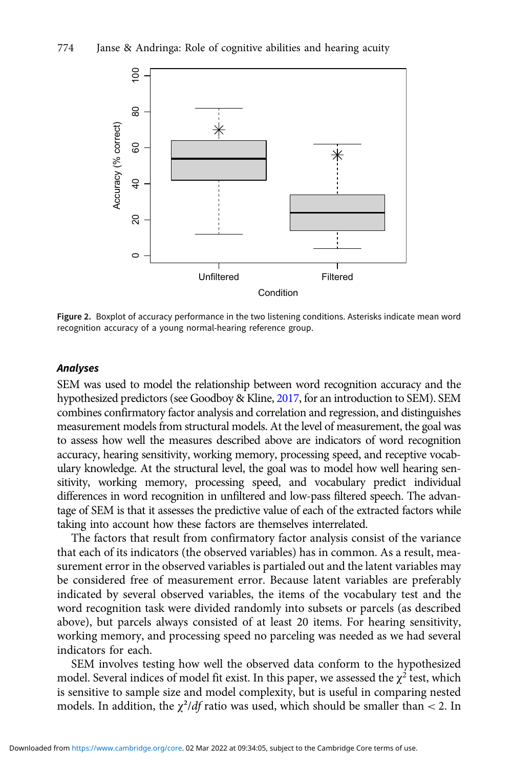Figure 2. Boxplot of accuracy performance in the two listening conditions. Asterisks indicate mean word recognition accuracy of a young normal-hearing reference group.

### *Analyses*

SEM was used to model the relationship between word recognition accuracy and the hypothesized predictors (see Goodboy & Kline, 2017, for an introduction to SEM). SEM combines confirmatory factor analysis and correlation and regression, and distinguishes measurement models from structural models. At the level of measurement, the goal was to assess how well the measures described above are indicators of word recognition accuracy, hearing sensitivity, working memory, processing speed, and receptive vocabulary knowledge. At the structural level, the goal was to model how well hearing sensitivity, working memory, processing speed, and vocabulary predict individual differences in word recognition in unfiltered and low-pass filtered speech. The advantage of SEM is that it assesses the predictive value of each of the extracted factors while taking into account how these factors are themselves interrelated.

The factors that result from confirmatory factor analysis consist of the variance that each of its indicators (the observed variables) has in common. As a result, measurement error in the observed variables is partialed out and the latent variables may be considered free of measurement error. Because latent variables are preferably indicated by several observed variables, the items of the vocabulary test and the word recognition task were divided randomly into subsets or parcels (as described above), but parcels always consisted of at least 20 items. For hearing sensitivity, working memory, and processing speed no parceling was needed as we had several indicators for each.

SEM involves testing how well the observed data conform to the hypothesized model. Several indices of model fit exist. In this paper, we assessed the $\chi^2$ test, which is sensitive to sample size and model complexity, but is useful in comparing nested models. In addition, the $\chi^2/df$ ratio was used, which should be smaller than $< 2$. In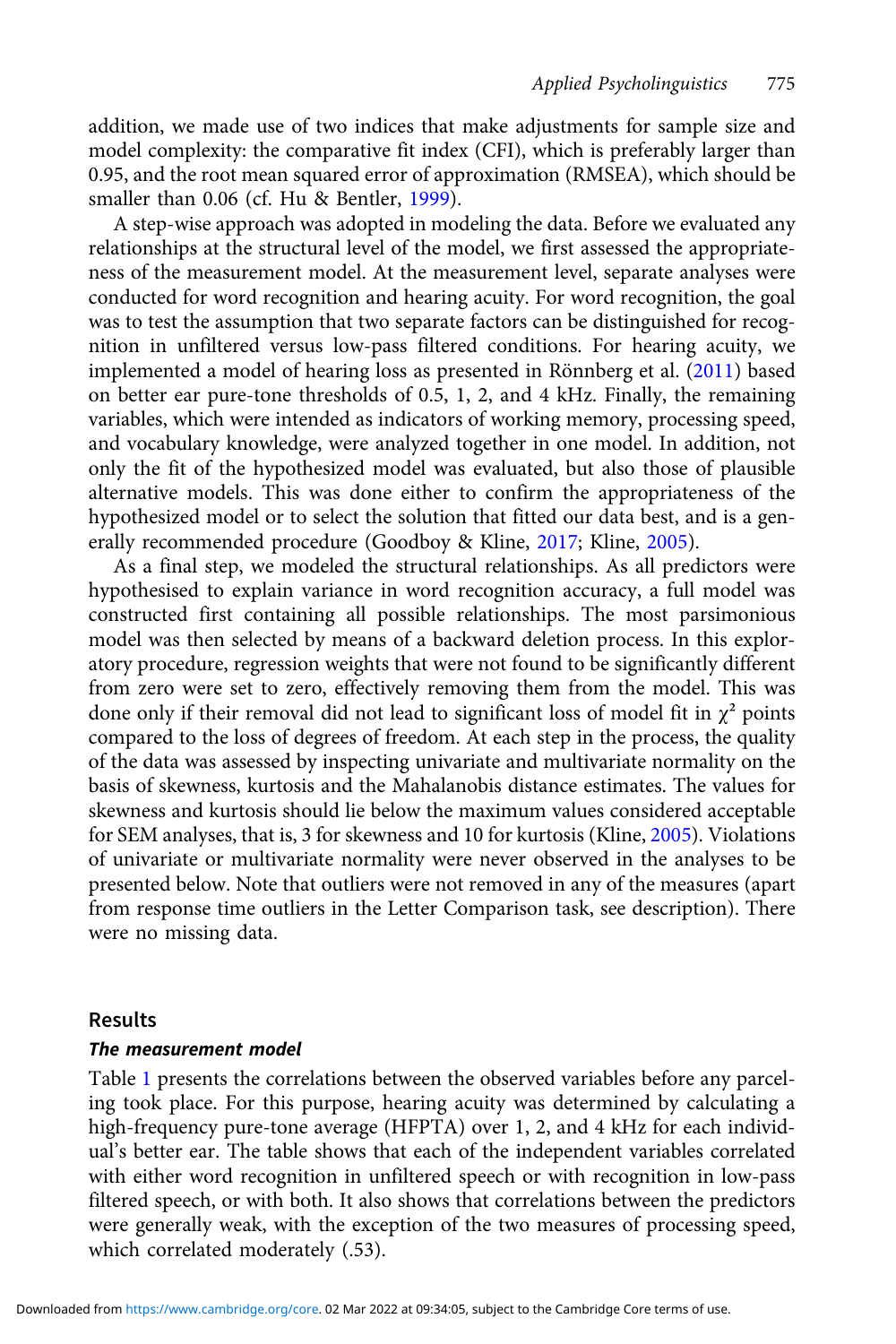addition, we made use of two indices that make adjustments for sample size and model complexity: the comparative fit index (CFI), which is preferably larger than 0.95, and the root mean squared error of approximation (RMSEA), which should be smaller than 0.06 (cf. Hu & Bentler, 1999).

A step-wise approach was adopted in modeling the data. Before we evaluated any relationships at the structural level of the model, we first assessed the appropriateness of the measurement model. At the measurement level, separate analyses were conducted for word recognition and hearing acuity. For word recognition, the goal was to test the assumption that two separate factors can be distinguished for recognition in unfiltered versus low-pass filtered conditions. For hearing acuity, we implemented a model of hearing loss as presented in Rönnberg et al. (2011) based on better ear pure-tone thresholds of 0.5, 1, 2, and 4 kHz. Finally, the remaining variables, which were intended as indicators of working memory, processing speed, and vocabulary knowledge, were analyzed together in one model. In addition, not only the fit of the hypothesized model was evaluated, but also those of plausible alternative models. This was done either to confirm the appropriateness of the hypothesized model or to select the solution that fitted our data best, and is a generally recommended procedure (Goodboy & Kline, 2017; Kline, 2005).

As a final step, we modeled the structural relationships. As all predictors were hypothesised to explain variance in word recognition accuracy, a full model was constructed first containing all possible relationships. The most parsimonious model was then selected by means of a backward deletion process. In this exploratory procedure, regression weights that were not found to be significantly different from zero were set to zero, effectively removing them from the model. This was done only if their removal did not lead to significant loss of model fit in $\chi^2$ points compared to the loss of degrees of freedom. At each step in the process, the quality of the data was assessed by inspecting univariate and multivariate normality on the basis of skewness, kurtosis and the Mahalanobis distance estimates. The values for skewness and kurtosis should lie below the maximum values considered acceptable for SEM analyses, that is, 3 for skewness and 10 for kurtosis (Kline, 2005). Violations of univariate or multivariate normality were never observed in the analyses to be presented below. Note that outliers were not removed in any of the measures (apart from response time outliers in the Letter Comparison task, see description). There were no missing data.

## Results

### *The measurement model*

Table 1 presents the correlations between the observed variables before any parceling took place. For this purpose, hearing acuity was determined by calculating a high-frequency pure-tone average (HFPTA) over 1, 2, and 4 kHz for each individual's better ear. The table shows that each of the independent variables correlated with either word recognition in unfiltered speech or with recognition in low-pass filtered speech, or with both. It also shows that correlations between the predictors were generally weak, with the exception of the two measures of processing speed, which correlated moderately (.53).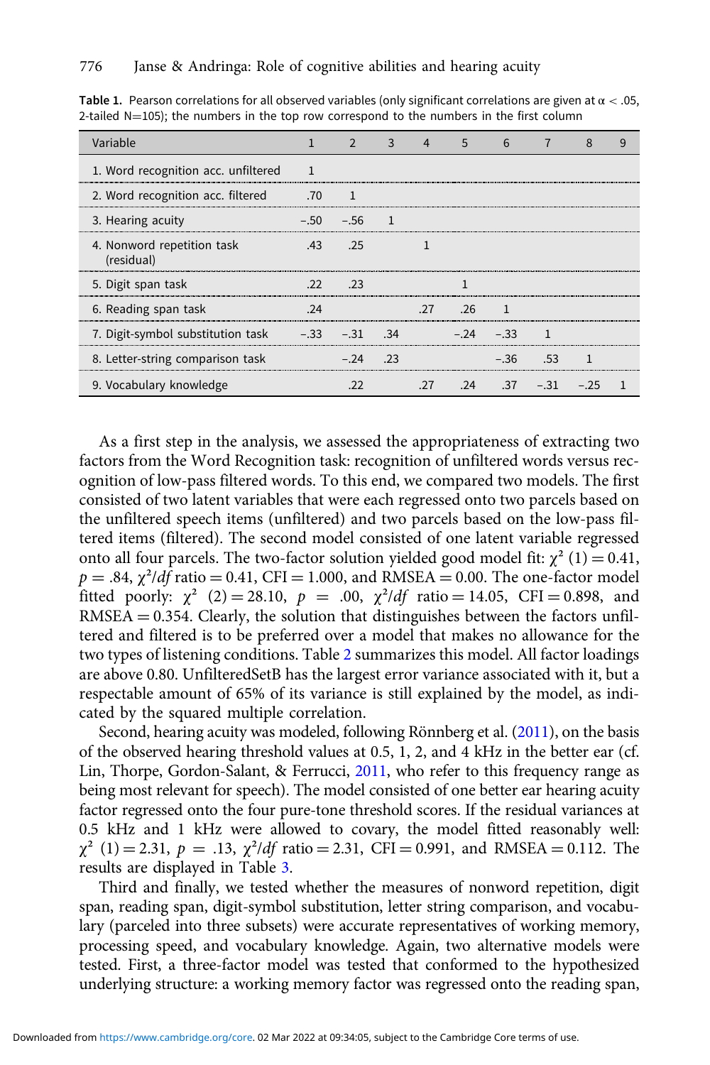**Table 1.** Pearson correlations for all observed variables (only significant correlations are given at $\alpha < .05$, 2-tailed N=105); the numbers in the top row correspond to the numbers in the first column

| Variable | 1 | 2 | 3 | 4 | 5 | 6 | 7 | 8 | 9 |
|---|---|---|---|---|---|---|---|---|---|
| 1. Word recognition acc. unfiltered | 1 | | | | | | | | |
| 2. Word recognition acc. filtered | .70 | 1 | | | | | | | |
| 3. Hearing acuity | −.50 | −.56 | 1 | | | | | | |
| 4. Nonword repetition task (residual) | .43 | .25 | | 1 | | | | | |
| 5. Digit span task | .22 | .23 | | | 1 | | | | |
| 6. Reading span task | .24 | | | .27 | .26 | 1 | | | |
| 7. Digit-symbol substitution task | −.33 | −.31 | .34 | | −.24 | −.33 | 1 | | |
| 8. Letter-string comparison task | | −.24 | .23 | | | −.36 | .53 | 1 | |
| 9. Vocabulary knowledge | | .22 | | .27 | .24 | .37 | −.31 | −.25 | 1 |

As a first step in the analysis, we assessed the appropriateness of extracting two factors from the Word Recognition task: recognition of unfiltered words versus recognition of low-pass filtered words. To this end, we compared two models. The first consisted of two latent variables that were each regressed onto two parcels based on the unfiltered speech items (unfiltered) and two parcels based on the low-pass filtered items (filtered). The second model consisted of one latent variable regressed onto all four parcels. The two-factor solution yielded good model fit: $\chi^2$ (1) = 0.41, $p$ = .84, $\chi^2/df$ ratio = 0.41, CFI = 1.000, and RMSEA = 0.00. The one-factor model fitted poorly: $\chi^2$ (2) = 28.10, $p$ = .00, $\chi^2/df$ ratio = 14.05, CFI = 0.898, and RMSEA = 0.354. Clearly, the solution that distinguishes between the factors unfiltered and filtered is to be preferred over a model that makes no allowance for the two types of listening conditions. Table 2 summarizes this model. All factor loadings are above 0.80. UnfilteredSetB has the largest error variance associated with it, but a respectable amount of 65% of its variance is still explained by the model, as indicated by the squared multiple correlation.

Second, hearing acuity was modeled, following Rönnberg et al. (2011), on the basis of the observed hearing threshold values at 0.5, 1, 2, and 4 kHz in the better ear (cf. Lin, Thorpe, Gordon-Salant, & Ferrucci, 2011, who refer to this frequency range as being most relevant for speech). The model consisted of one better ear hearing acuity factor regressed onto the four pure-tone threshold scores. If the residual variances at 0.5 kHz and 1 kHz were allowed to covary, the model fitted reasonably well: $\chi^2$ (1) = 2.31, $p$ = .13, $\chi^2/df$ ratio = 2.31, CFI = 0.991, and RMSEA = 0.112. The results are displayed in Table 3.

Third and finally, we tested whether the measures of nonword repetition, digit span, reading span, digit-symbol substitution, letter string comparison, and vocabulary (parceled into three subsets) were accurate representatives of working memory, processing speed, and vocabulary knowledge. Again, two alternative models were tested. First, a three-factor model was tested that conformed to the hypothesized underlying structure: a working memory factor was regressed onto the reading span,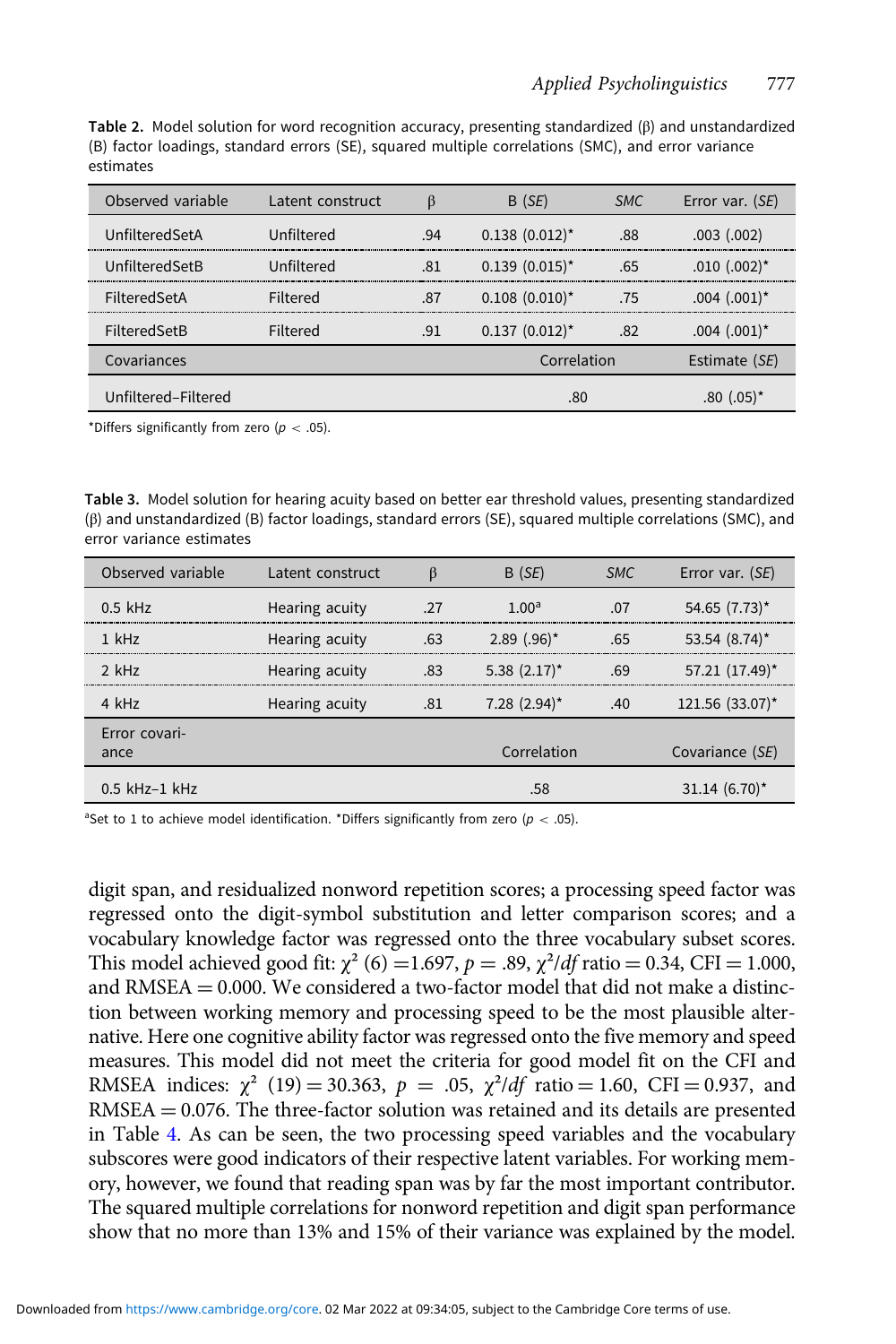**Table 2.** Model solution for word recognition accuracy, presenting standardized (β) and unstandardized (B) factor loadings, standard errors (SE), squared multiple correlations (SMC), and error variance estimates

| Observed variable | Latent construct | β | B (*SE*) | *SMC* | Error var. (*SE*) |
|---|---|---|---|---|---|
| UnfilteredSetA | Unfiltered | .94 | 0.138 (0.012)* | .88 | .003 (.002) |
| UnfilteredSetB | Unfiltered | .81 | 0.139 (0.015)* | .65 | .010 (.002)* |
| FilteredSetA | Filtered | .87 | 0.108 (0.010)* | .75 | .004 (.001)* |
| FilteredSetB | Filtered | .91 | 0.137 (0.012)* | .82 | .004 (.001)* |
| Covariances | | | Correlation | | Estimate (*SE*) |
| Unfiltered–Filtered | | | .80 | | .80 (.05)* |

*Differs significantly from zero ($p < .05$).

**Table 3.** Model solution for hearing acuity based on better ear threshold values, presenting standardized (β) and unstandardized (B) factor loadings, standard errors (SE), squared multiple correlations (SMC), and error variance estimates

| Observed variable | Latent construct | β | B (*SE*) | *SMC* | Error var. (*SE*) |
|---|---|---|---|---|---|
| 0.5 kHz | Hearing acuity | .27 | 1.00[a] | .07 | 54.65 (7.73)* |
| 1 kHz | Hearing acuity | .63 | 2.89 (.96)* | .65 | 53.54 (8.74)* |
| 2 kHz | Hearing acuity | .83 | 5.38 (2.17)* | .69 | 57.21 (17.49)* |
| 4 kHz | Hearing acuity | .81 | 7.28 (2.94)* | .40 | 121.56 (33.07)* |
| Error covariance | | | Correlation | | Covariance (*SE*) |
| 0.5 kHz–1 kHz | | | .58 | | 31.14 (6.70)* |

[a]Set to 1 to achieve model identification. *Differs significantly from zero ($p < .05$).

digit span, and residualized nonword repetition scores; a processing speed factor was regressed onto the digit-symbol substitution and letter comparison scores; and a vocabulary knowledge factor was regressed onto the three vocabulary subset scores. This model achieved good fit: $\chi^2$ (6) = 1.697, $p$ = .89, $\chi^2/df$ ratio = 0.34, CFI = 1.000, and RMSEA = 0.000. We considered a two-factor model that did not make a distinction between working memory and processing speed to be the most plausible alternative. Here one cognitive ability factor was regressed onto the five memory and speed measures. This model did not meet the criteria for good model fit on the CFI and RMSEA indices: $\chi^2$ (19) = 30.363, $p$ = .05, $\chi^2/df$ ratio = 1.60, CFI = 0.937, and RMSEA = 0.076. The three-factor solution was retained and its details are presented in Table 4. As can be seen, the two processing speed variables and the vocabulary subscores were good indicators of their respective latent variables. For working memory, however, we found that reading span was by far the most important contributor. The squared multiple correlations for nonword repetition and digit span performance show that no more than 13% and 15% of their variance was explained by the model.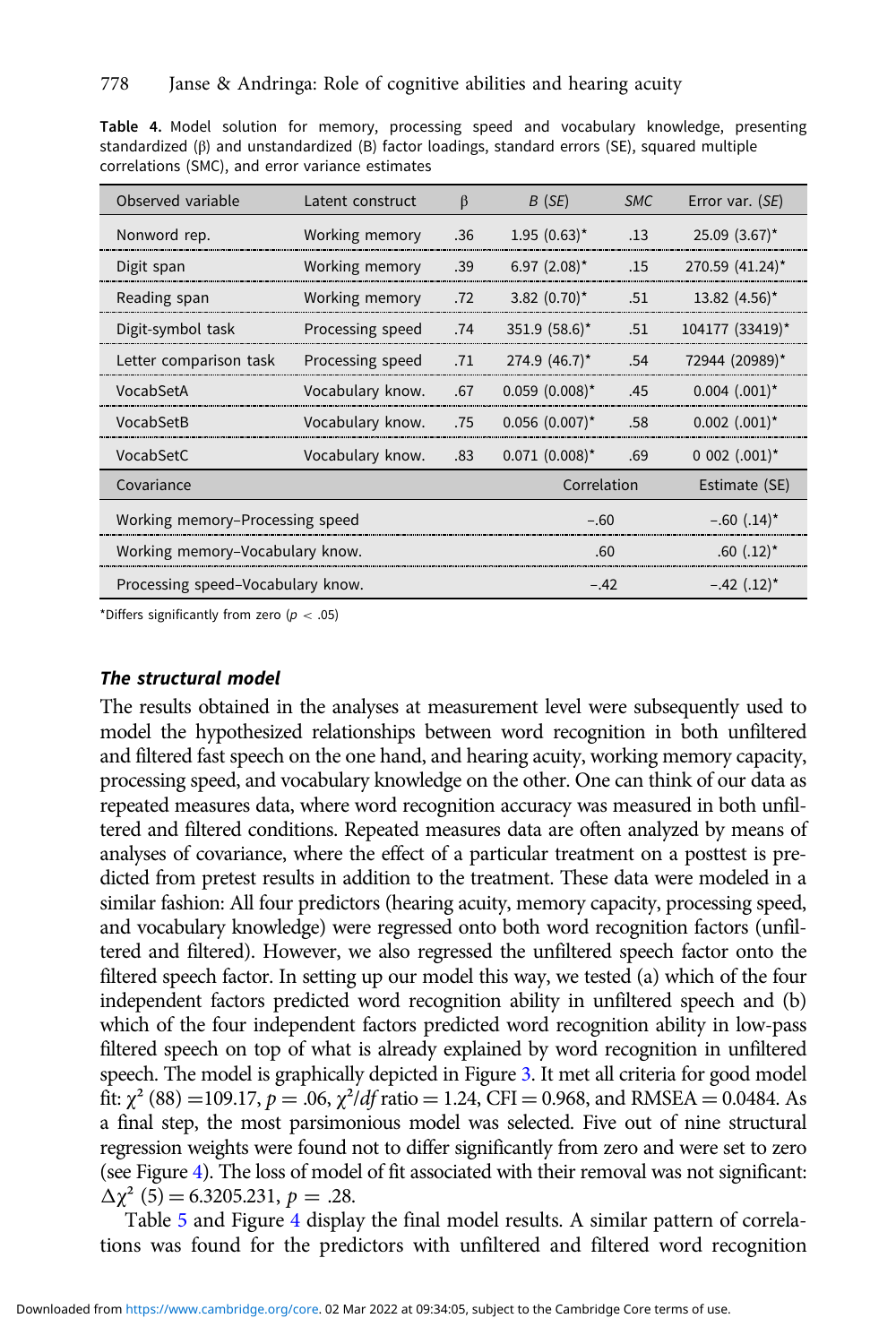**Table 4.** Model solution for memory, processing speed and vocabulary knowledge, presenting standardized (β) and unstandardized (B) factor loadings, standard errors (SE), squared multiple correlations (SMC), and error variance estimates

| Observed variable | Latent construct | β | *B* (*SE*) | *SMC* | Error var. (*SE*) |
|---|---|---|---|---|---|
| Nonword rep. | Working memory | .36 | 1.95 (0.63)* | .13 | 25.09 (3.67)* |
| Digit span | Working memory | .39 | 6.97 (2.08)* | .15 | 270.59 (41.24)* |
| Reading span | Working memory | .72 | 3.82 (0.70)* | .51 | 13.82 (4.56)* |
| Digit-symbol task | Processing speed | .74 | 351.9 (58.6)* | .51 | 104177 (33419)* |
| Letter comparison task | Processing speed | .71 | 274.9 (46.7)* | .54 | 72944 (20989)* |
| VocabSetA | Vocabulary know. | .67 | 0.059 (0.008)* | .45 | 0.004 (.001)* |
| VocabSetB | Vocabulary know. | .75 | 0.056 (0.007)* | .58 | 0.002 (.001)* |
| VocabSetC | Vocabulary know. | .83 | 0.071 (0.008)* | .69 | 0 002 (.001)* |
| Covariance | | | Correlation | | Estimate (SE) |
| Working memory–Processing speed | | | −.60 | | −.60 (.14)* |
| Working memory–Vocabulary know. | | | .60 | | .60 (.12)* |
| Processing speed–Vocabulary know. | | | −.42 | | −.42 (.12)* |

*Differs significantly from zero ($p < .05$)

### The structural model

The results obtained in the analyses at measurement level were subsequently used to model the hypothesized relationships between word recognition in both unfiltered and filtered fast speech on the one hand, and hearing acuity, working memory capacity, processing speed, and vocabulary knowledge on the other. One can think of our data as repeated measures data, where word recognition accuracy was measured in both unfiltered and filtered conditions. Repeated measures data are often analyzed by means of analyses of covariance, where the effect of a particular treatment on a posttest is predicted from pretest results in addition to the treatment. These data were modeled in a similar fashion: All four predictors (hearing acuity, memory capacity, processing speed, and vocabulary knowledge) were regressed onto both word recognition factors (unfiltered and filtered). However, we also regressed the unfiltered speech factor onto the filtered speech factor. In setting up our model this way, we tested (a) which of the four independent factors predicted word recognition ability in unfiltered speech and (b) which of the four independent factors predicted word recognition ability in low-pass filtered speech on top of what is already explained by word recognition in unfiltered speech. The model is graphically depicted in Figure 3. It met all criteria for good model fit: $\chi^2$ (88) $=109.17$, $p = .06$, $\chi^2/df$ ratio $= 1.24$, CFI $= 0.968$, and RMSEA $= 0.0484$. As a final step, the most parsimonious model was selected. Five out of nine structural regression weights were found not to differ significantly from zero and were set to zero (see Figure 4). The loss of model of fit associated with their removal was not significant: $\Delta\chi^2$ (5) $= 6.3205.231$, $p = .28$.

Table 5 and Figure 4 display the final model results. A similar pattern of correlations was found for the predictors with unfiltered and filtered word recognition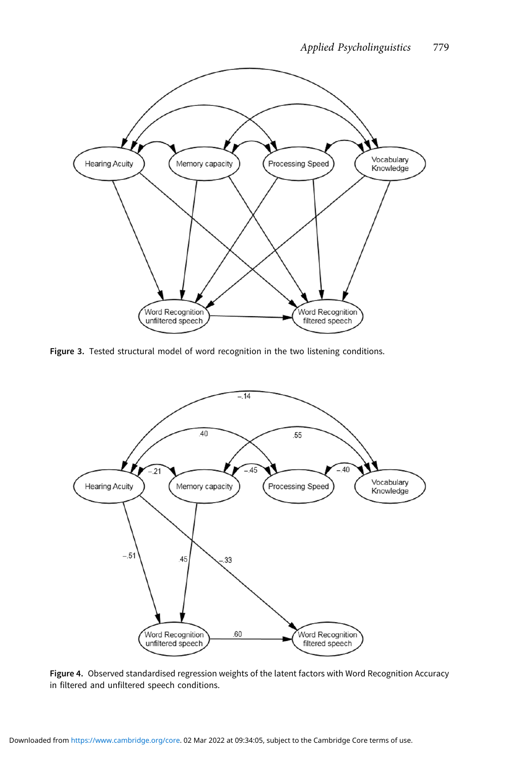Figure 3. Tested structural model of word recognition in the two listening conditions.

Figure 4. Observed standardised regression weights of the latent factors with Word Recognition Accuracy in filtered and unfiltered speech conditions.

Downloaded from https://www.cambridge.org/core. 02 Mar 2022 at 09:34:05, subject to the Cambridge Core terms of use.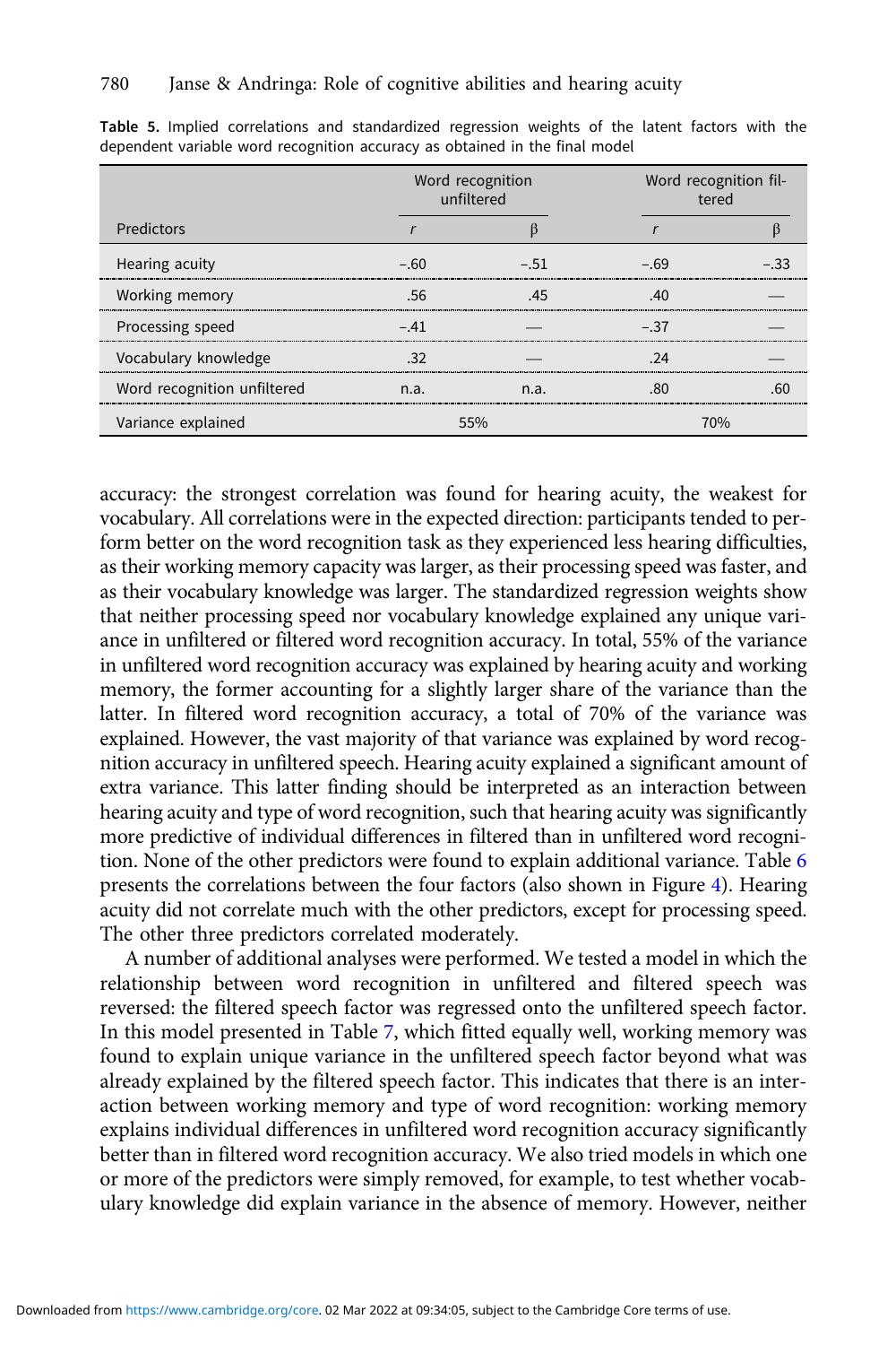Table 5. Implied correlations and standardized regression weights of the latent factors with the dependent variable word recognition accuracy as obtained in the final model

| | Word recognition unfiltered | | Word recognition filtered | |
|---|---|---|---|---|
| Predictors | *r* | β | *r* | β |
| Hearing acuity | −.60 | −.51 | −.69 | −.33 |
| Working memory | .56 | .45 | .40 | — |
| Processing speed | −.41 | — | −.37 | — |
| Vocabulary knowledge | .32 | — | .24 | — |
| Word recognition unfiltered | n.a. | n.a. | .80 | .60 |
| Variance explained | 55% | | 70% | |

accuracy: the strongest correlation was found for hearing acuity, the weakest for vocabulary. All correlations were in the expected direction: participants tended to perform better on the word recognition task as they experienced less hearing difficulties, as their working memory capacity was larger, as their processing speed was faster, and as their vocabulary knowledge was larger. The standardized regression weights show that neither processing speed nor vocabulary knowledge explained any unique variance in unfiltered or filtered word recognition accuracy. In total, 55% of the variance in unfiltered word recognition accuracy was explained by hearing acuity and working memory, the former accounting for a slightly larger share of the variance than the latter. In filtered word recognition accuracy, a total of 70% of the variance was explained. However, the vast majority of that variance was explained by word recognition accuracy in unfiltered speech. Hearing acuity explained a significant amount of extra variance. This latter finding should be interpreted as an interaction between hearing acuity and type of word recognition, such that hearing acuity was significantly more predictive of individual differences in filtered than in unfiltered word recognition. None of the other predictors were found to explain additional variance. Table 6 presents the correlations between the four factors (also shown in Figure 4). Hearing acuity did not correlate much with the other predictors, except for processing speed. The other three predictors correlated moderately.

A number of additional analyses were performed. We tested a model in which the relationship between word recognition in unfiltered and filtered speech was reversed: the filtered speech factor was regressed onto the unfiltered speech factor. In this model presented in Table 7, which fitted equally well, working memory was found to explain unique variance in the unfiltered speech factor beyond what was already explained by the filtered speech factor. This indicates that there is an interaction between working memory and type of word recognition: working memory explains individual differences in unfiltered word recognition accuracy significantly better than in filtered word recognition accuracy. We also tried models in which one or more of the predictors were simply removed, for example, to test whether vocabulary knowledge did explain variance in the absence of memory. However, neither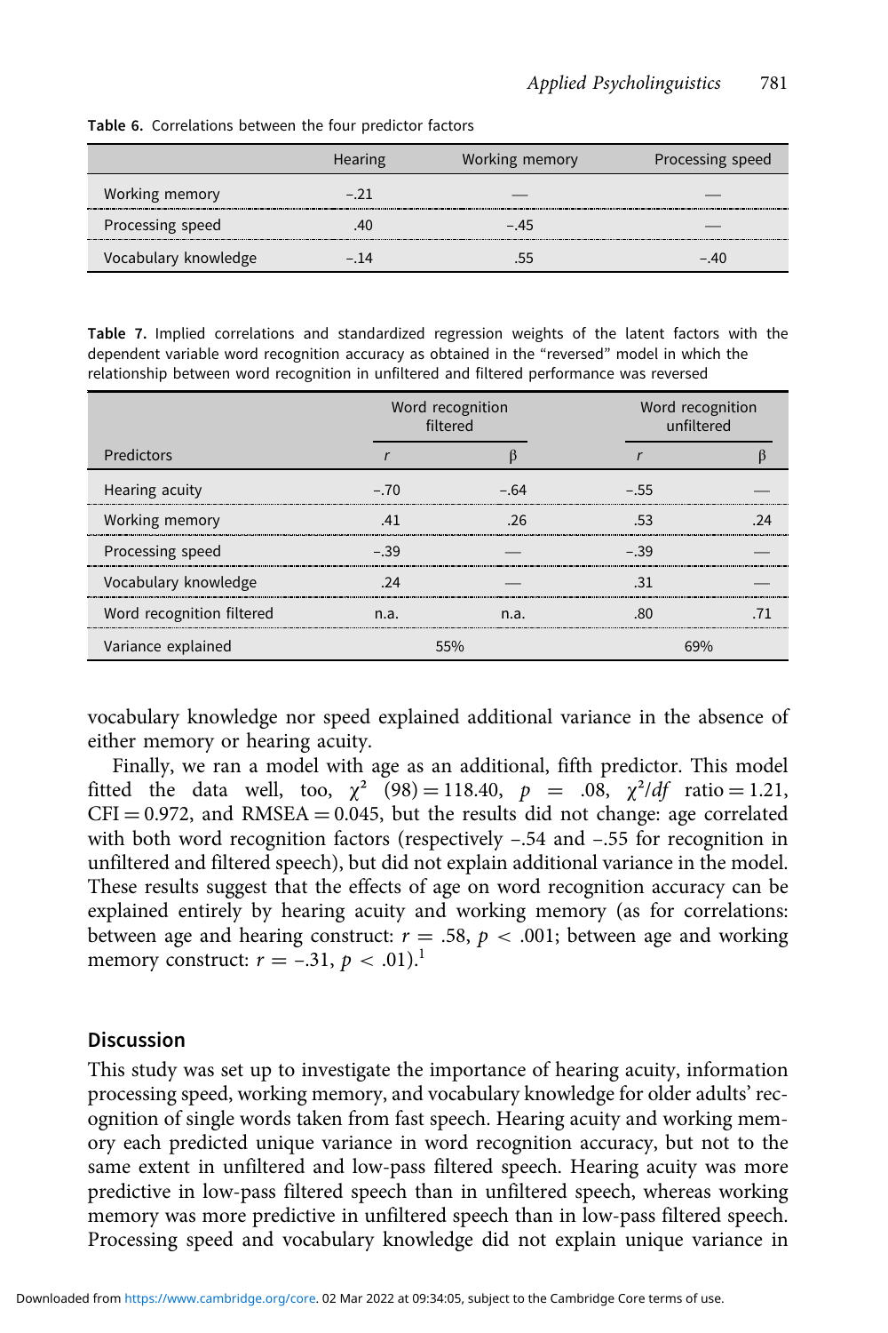Table 6. Correlations between the four predictor factors

| | Hearing | Working memory | Processing speed |
|---|---|---|---|
| Working memory | −.21 | — | — |
| Processing speed | .40 | −.45 | — |
| Vocabulary knowledge | −.14 | .55 | −.40 |

Table 7. Implied correlations and standardized regression weights of the latent factors with the dependent variable word recognition accuracy as obtained in the "reversed" model in which the relationship between word recognition in unfiltered and filtered performance was reversed

| | Word recognition filtered | | Word recognition unfiltered | |
|---|---|---|---|---|
| Predictors | *r* | β | *r* | β |
| Hearing acuity | −.70 | −.64 | −.55 | — |
| Working memory | .41 | .26 | .53 | .24 |
| Processing speed | −.39 | — | −.39 | — |
| Vocabulary knowledge | .24 | — | .31 | — |
| Word recognition filtered | n.a. | n.a. | .80 | .71 |
| Variance explained | 55% | | 69% | |

vocabulary knowledge nor speed explained additional variance in the absence of either memory or hearing acuity.

Finally, we ran a model with age as an additional, fifth predictor. This model fitted the data well, too, $\chi^2$ (98) = 118.40, $p = .08$, $\chi^2/df$ ratio = 1.21, CFI = 0.972, and RMSEA = 0.045, but the results did not change: age correlated with both word recognition factors (respectively −.54 and −.55 for recognition in unfiltered and filtered speech), but did not explain additional variance in the model. These results suggest that the effects of age on word recognition accuracy can be explained entirely by hearing acuity and working memory (as for correlations: between age and hearing construct: $r = .58$, $p < .001$; between age and working memory construct: $r = -.31$, $p < .01$).[1]

## Discussion

This study was set up to investigate the importance of hearing acuity, information processing speed, working memory, and vocabulary knowledge for older adults' recognition of single words taken from fast speech. Hearing acuity and working memory each predicted unique variance in word recognition accuracy, but not to the same extent in unfiltered and low-pass filtered speech. Hearing acuity was more predictive in low-pass filtered speech than in unfiltered speech, whereas working memory was more predictive in unfiltered speech than in low-pass filtered speech. Processing speed and vocabulary knowledge did not explain unique variance in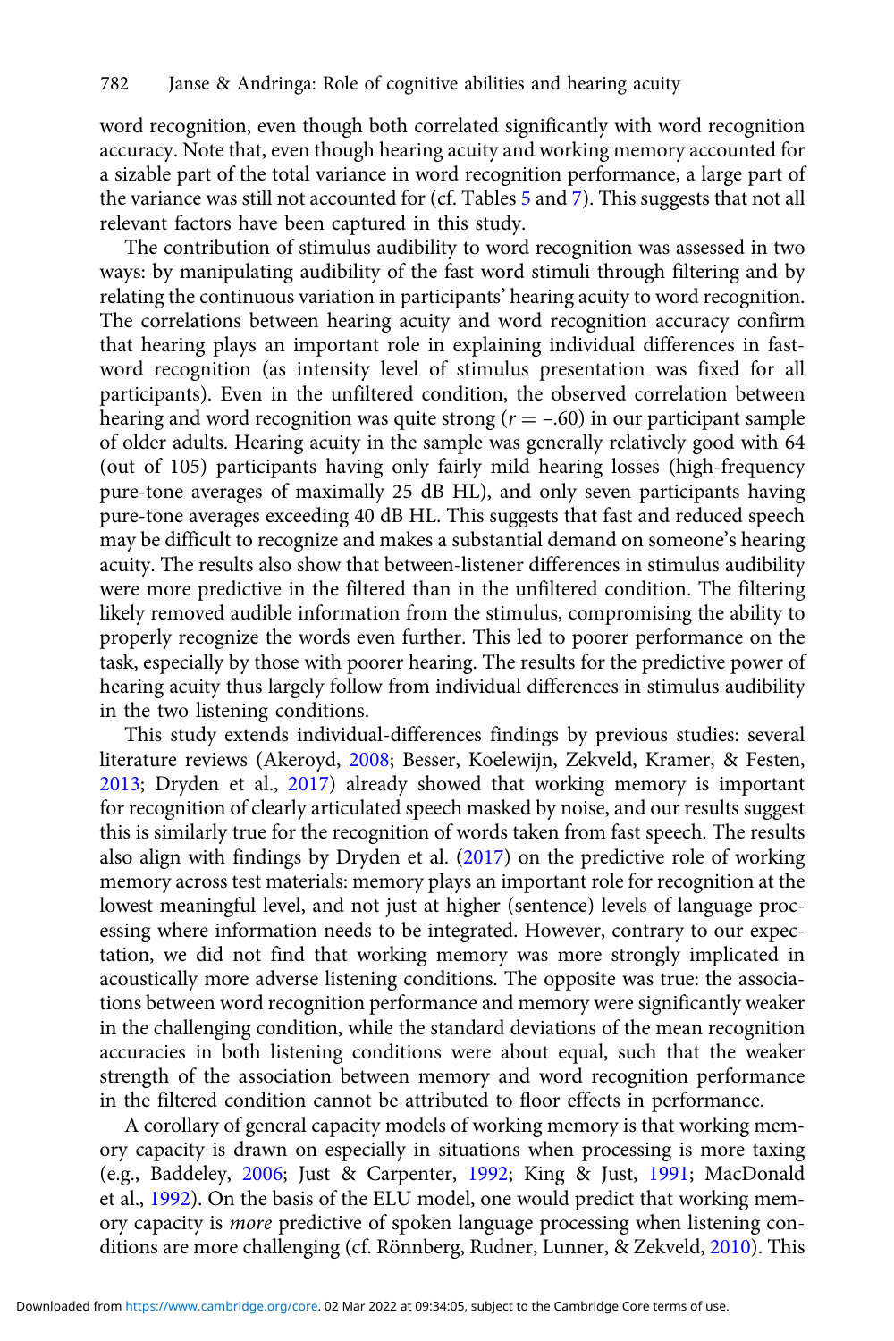word recognition, even though both correlated significantly with word recognition accuracy. Note that, even though hearing acuity and working memory accounted for a sizable part of the total variance in word recognition performance, a large part of the variance was still not accounted for (cf. Tables 5 and 7). This suggests that not all relevant factors have been captured in this study.

The contribution of stimulus audibility to word recognition was assessed in two ways: by manipulating audibility of the fast word stimuli through filtering and by relating the continuous variation in participants' hearing acuity to word recognition. The correlations between hearing acuity and word recognition accuracy confirm that hearing plays an important role in explaining individual differences in fast-word recognition (as intensity level of stimulus presentation was fixed for all participants). Even in the unfiltered condition, the observed correlation between hearing and word recognition was quite strong ($r = -.60$) in our participant sample of older adults. Hearing acuity in the sample was generally relatively good with 64 (out of 105) participants having only fairly mild hearing losses (high-frequency pure-tone averages of maximally 25 dB HL), and only seven participants having pure-tone averages exceeding 40 dB HL. This suggests that fast and reduced speech may be difficult to recognize and makes a substantial demand on someone's hearing acuity. The results also show that between-listener differences in stimulus audibility were more predictive in the filtered than in the unfiltered condition. The filtering likely removed audible information from the stimulus, compromising the ability to properly recognize the words even further. This led to poorer performance on the task, especially by those with poorer hearing. The results for the predictive power of hearing acuity thus largely follow from individual differences in stimulus audibility in the two listening conditions.

This study extends individual-differences findings by previous studies: several literature reviews (Akeroyd, 2008; Besser, Koelewijn, Zekveld, Kramer, & Festen, 2013; Dryden et al., 2017) already showed that working memory is important for recognition of clearly articulated speech masked by noise, and our results suggest this is similarly true for the recognition of words taken from fast speech. The results also align with findings by Dryden et al. (2017) on the predictive role of working memory across test materials: memory plays an important role for recognition at the lowest meaningful level, and not just at higher (sentence) levels of language processing where information needs to be integrated. However, contrary to our expectation, we did not find that working memory was more strongly implicated in acoustically more adverse listening conditions. The opposite was true: the associations between word recognition performance and memory were significantly weaker in the challenging condition, while the standard deviations of the mean recognition accuracies in both listening conditions were about equal, such that the weaker strength of the association between memory and word recognition performance in the filtered condition cannot be attributed to floor effects in performance.

A corollary of general capacity models of working memory is that working memory capacity is drawn on especially in situations when processing is more taxing (e.g., Baddeley, 2006; Just & Carpenter, 1992; King & Just, 1991; MacDonald et al., 1992). On the basis of the ELU model, one would predict that working memory capacity is *more* predictive of spoken language processing when listening conditions are more challenging (cf. Rönnberg, Rudner, Lunner, & Zekveld, 2010). This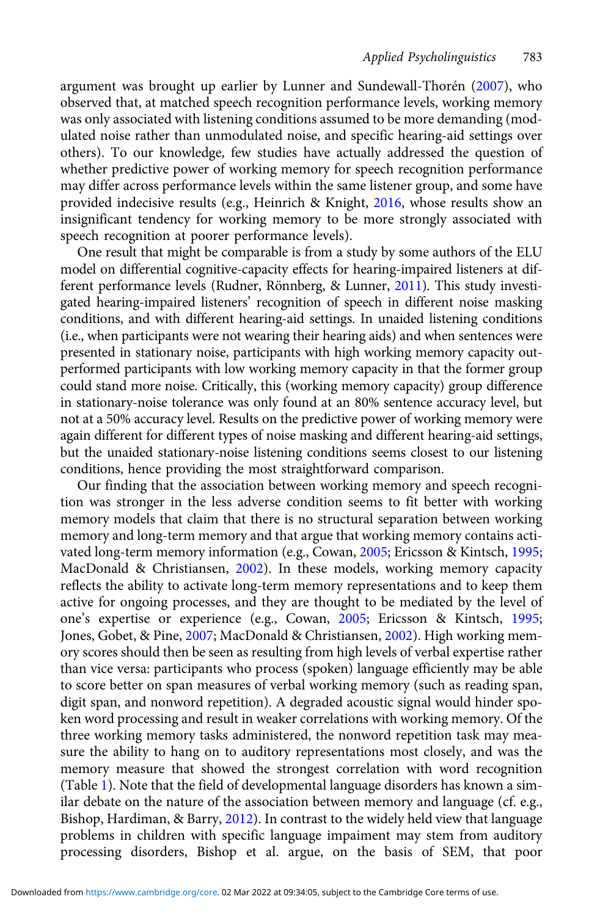argument was brought up earlier by Lunner and Sundewall-Thorén (2007), who observed that, at matched speech recognition performance levels, working memory was only associated with listening conditions assumed to be more demanding (modulated noise rather than unmodulated noise, and specific hearing-aid settings over others). To our knowledge, few studies have actually addressed the question of whether predictive power of working memory for speech recognition performance may differ across performance levels within the same listener group, and some have provided indecisive results (e.g., Heinrich & Knight, 2016, whose results show an insignificant tendency for working memory to be more strongly associated with speech recognition at poorer performance levels).

One result that might be comparable is from a study by some authors of the ELU model on differential cognitive-capacity effects for hearing-impaired listeners at different performance levels (Rudner, Rönnberg, & Lunner, 2011). This study investigated hearing-impaired listeners' recognition of speech in different noise masking conditions, and with different hearing-aid settings. In unaided listening conditions (i.e., when participants were not wearing their hearing aids) and when sentences were presented in stationary noise, participants with high working memory capacity outperformed participants with low working memory capacity in that the former group could stand more noise. Critically, this (working memory capacity) group difference in stationary-noise tolerance was only found at an 80% sentence accuracy level, but not at a 50% accuracy level. Results on the predictive power of working memory were again different for different types of noise masking and different hearing-aid settings, but the unaided stationary-noise listening conditions seems closest to our listening conditions, hence providing the most straightforward comparison.

Our finding that the association between working memory and speech recognition was stronger in the less adverse condition seems to fit better with working memory models that claim that there is no structural separation between working memory and long-term memory and that argue that working memory contains activated long-term memory information (e.g., Cowan, 2005; Ericsson & Kintsch, 1995; MacDonald & Christiansen, 2002). In these models, working memory capacity reflects the ability to activate long-term memory representations and to keep them active for ongoing processes, and they are thought to be mediated by the level of one's expertise or experience (e.g., Cowan, 2005; Ericsson & Kintsch, 1995; Jones, Gobet, & Pine, 2007; MacDonald & Christiansen, 2002). High working memory scores should then be seen as resulting from high levels of verbal expertise rather than vice versa: participants who process (spoken) language efficiently may be able to score better on span measures of verbal working memory (such as reading span, digit span, and nonword repetition). A degraded acoustic signal would hinder spoken word processing and result in weaker correlations with working memory. Of the three working memory tasks administered, the nonword repetition task may measure the ability to hang on to auditory representations most closely, and was the memory measure that showed the strongest correlation with word recognition (Table 1). Note that the field of developmental language disorders has known a similar debate on the nature of the association between memory and language (cf. e.g., Bishop, Hardiman, & Barry, 2012). In contrast to the widely held view that language problems in children with specific language impaiment may stem from auditory processing disorders, Bishop et al. argue, on the basis of SEM, that poor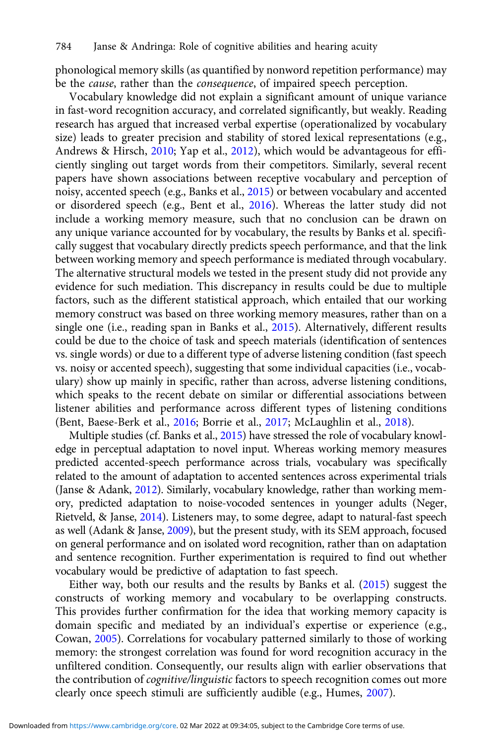phonological memory skills (as quantified by nonword repetition performance) may be the *cause*, rather than the *consequence*, of impaired speech perception.

Vocabulary knowledge did not explain a significant amount of unique variance in fast-word recognition accuracy, and correlated significantly, but weakly. Reading research has argued that increased verbal expertise (operationalized by vocabulary size) leads to greater precision and stability of stored lexical representations (e.g., Andrews & Hirsch, 2010; Yap et al., 2012), which would be advantageous for efficiently singling out target words from their competitors. Similarly, several recent papers have shown associations between receptive vocabulary and perception of noisy, accented speech (e.g., Banks et al., 2015) or between vocabulary and accented or disordered speech (e.g., Bent et al., 2016). Whereas the latter study did not include a working memory measure, such that no conclusion can be drawn on any unique variance accounted for by vocabulary, the results by Banks et al. specifically suggest that vocabulary directly predicts speech performance, and that the link between working memory and speech performance is mediated through vocabulary. The alternative structural models we tested in the present study did not provide any evidence for such mediation. This discrepancy in results could be due to multiple factors, such as the different statistical approach, which entailed that our working memory construct was based on three working memory measures, rather than on a single one (i.e., reading span in Banks et al., 2015). Alternatively, different results could be due to the choice of task and speech materials (identification of sentences vs. single words) or due to a different type of adverse listening condition (fast speech vs. noisy or accented speech), suggesting that some individual capacities (i.e., vocabulary) show up mainly in specific, rather than across, adverse listening conditions, which speaks to the recent debate on similar or differential associations between listener abilities and performance across different types of listening conditions (Bent, Baese-Berk et al., 2016; Borrie et al., 2017; McLaughlin et al., 2018).

Multiple studies (cf. Banks et al., 2015) have stressed the role of vocabulary knowledge in perceptual adaptation to novel input. Whereas working memory measures predicted accented-speech performance across trials, vocabulary was specifically related to the amount of adaptation to accented sentences across experimental trials (Janse & Adank, 2012). Similarly, vocabulary knowledge, rather than working memory, predicted adaptation to noise-vocoded sentences in younger adults (Neger, Rietveld, & Janse, 2014). Listeners may, to some degree, adapt to natural-fast speech as well (Adank & Janse, 2009), but the present study, with its SEM approach, focused on general performance and on isolated word recognition, rather than on adaptation and sentence recognition. Further experimentation is required to find out whether vocabulary would be predictive of adaptation to fast speech.

Either way, both our results and the results by Banks et al. (2015) suggest the constructs of working memory and vocabulary to be overlapping constructs. This provides further confirmation for the idea that working memory capacity is domain specific and mediated by an individual's expertise or experience (e.g., Cowan, 2005). Correlations for vocabulary patterned similarly to those of working memory: the strongest correlation was found for word recognition accuracy in the unfiltered condition. Consequently, our results align with earlier observations that the contribution of *cognitive/linguistic* factors to speech recognition comes out more clearly once speech stimuli are sufficiently audible (e.g., Humes, 2007).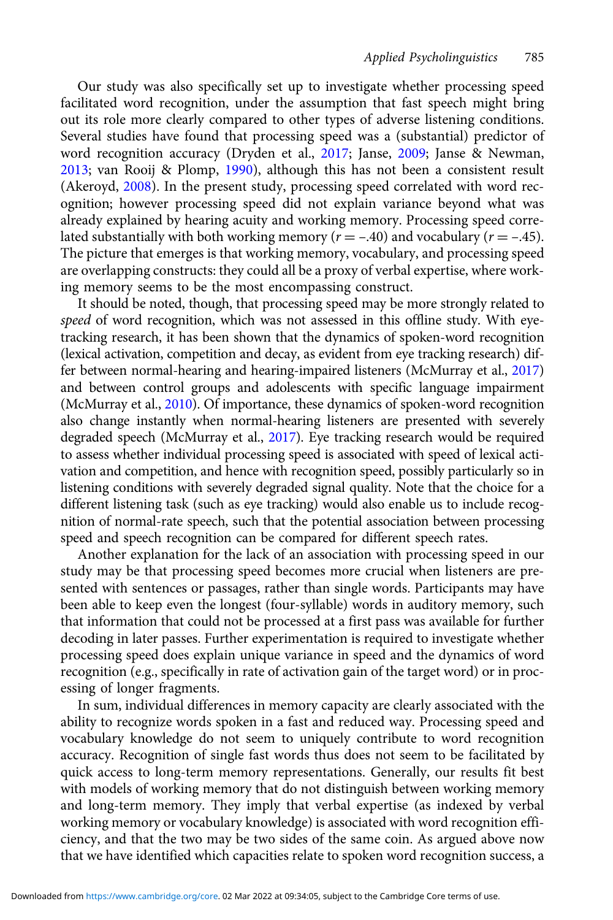Our study was also specifically set up to investigate whether processing speed facilitated word recognition, under the assumption that fast speech might bring out its role more clearly compared to other types of adverse listening conditions. Several studies have found that processing speed was a (substantial) predictor of word recognition accuracy (Dryden et al., 2017; Janse, 2009; Janse & Newman, 2013; van Rooij & Plomp, 1990), although this has not been a consistent result (Akeroyd, 2008). In the present study, processing speed correlated with word recognition; however processing speed did not explain variance beyond what was already explained by hearing acuity and working memory. Processing speed correlated substantially with both working memory ($r = -.40$) and vocabulary ($r = -.45$). The picture that emerges is that working memory, vocabulary, and processing speed are overlapping constructs: they could all be a proxy of verbal expertise, where working memory seems to be the most encompassing construct.

It should be noted, though, that processing speed may be more strongly related to *speed* of word recognition, which was not assessed in this offline study. With eye-tracking research, it has been shown that the dynamics of spoken-word recognition (lexical activation, competition and decay, as evident from eye tracking research) differ between normal-hearing and hearing-impaired listeners (McMurray et al., 2017) and between control groups and adolescents with specific language impairment (McMurray et al., 2010). Of importance, these dynamics of spoken-word recognition also change instantly when normal-hearing listeners are presented with severely degraded speech (McMurray et al., 2017). Eye tracking research would be required to assess whether individual processing speed is associated with speed of lexical activation and competition, and hence with recognition speed, possibly particularly so in listening conditions with severely degraded signal quality. Note that the choice for a different listening task (such as eye tracking) would also enable us to include recognition of normal-rate speech, such that the potential association between processing speed and speech recognition can be compared for different speech rates.

Another explanation for the lack of an association with processing speed in our study may be that processing speed becomes more crucial when listeners are presented with sentences or passages, rather than single words. Participants may have been able to keep even the longest (four-syllable) words in auditory memory, such that information that could not be processed at a first pass was available for further decoding in later passes. Further experimentation is required to investigate whether processing speed does explain unique variance in speed and the dynamics of word recognition (e.g., specifically in rate of activation gain of the target word) or in processing of longer fragments.

In sum, individual differences in memory capacity are clearly associated with the ability to recognize words spoken in a fast and reduced way. Processing speed and vocabulary knowledge do not seem to uniquely contribute to word recognition accuracy. Recognition of single fast words thus does not seem to be facilitated by quick access to long-term memory representations. Generally, our results fit best with models of working memory that do not distinguish between working memory and long-term memory. They imply that verbal expertise (as indexed by verbal working memory or vocabulary knowledge) is associated with word recognition efficiency, and that the two may be two sides of the same coin. As argued above now that we have identified which capacities relate to spoken word recognition success, a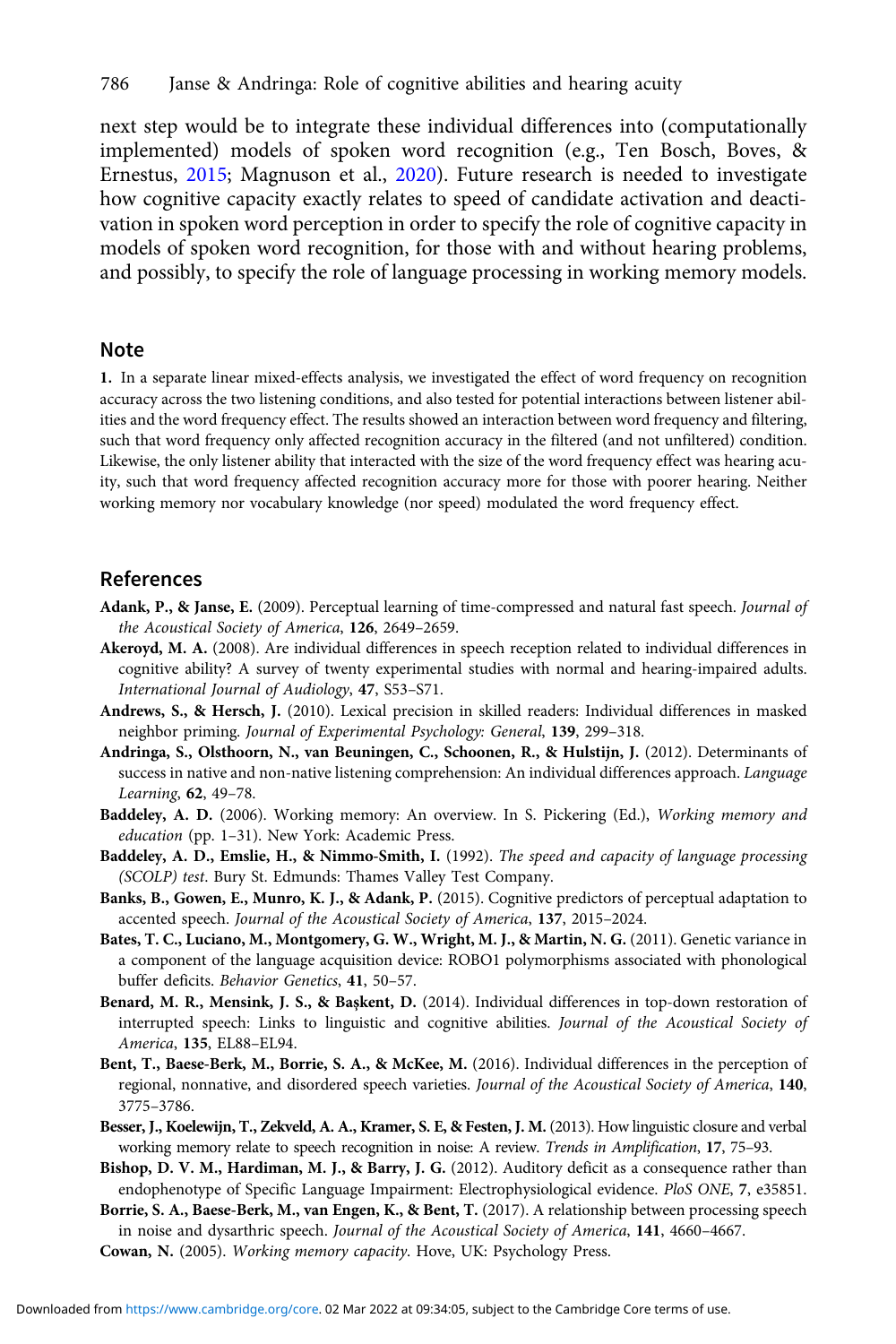next step would be to integrate these individual differences into (computationally implemented) models of spoken word recognition (e.g., Ten Bosch, Boves, & Ernestus, 2015; Magnuson et al., 2020). Future research is needed to investigate how cognitive capacity exactly relates to speed of candidate activation and deactivation in spoken word perception in order to specify the role of cognitive capacity in models of spoken word recognition, for those with and without hearing problems, and possibly, to specify the role of language processing in working memory models.

## Note

**1.** In a separate linear mixed-effects analysis, we investigated the effect of word frequency on recognition accuracy across the two listening conditions, and also tested for potential interactions between listener abilities and the word frequency effect. The results showed an interaction between word frequency and filtering, such that word frequency only affected recognition accuracy in the filtered (and not unfiltered) condition. Likewise, the only listener ability that interacted with the size of the word frequency effect was hearing acuity, such that word frequency affected recognition accuracy more for those with poorer hearing. Neither working memory nor vocabulary knowledge (nor speed) modulated the word frequency effect.

## References

**Adank, P., & Janse, E.** (2009). Perceptual learning of time-compressed and natural fast speech. *Journal of the Acoustical Society of America*, **126**, 2649–2659.

**Akeroyd, M. A.** (2008). Are individual differences in speech reception related to individual differences in cognitive ability? A survey of twenty experimental studies with normal and hearing-impaired adults. *International Journal of Audiology*, **47**, S53–S71.

**Andrews, S., & Hersch, J.** (2010). Lexical precision in skilled readers: Individual differences in masked neighbor priming. *Journal of Experimental Psychology: General*, **139**, 299–318.

**Andringa, S., Olsthoorn, N., van Beuningen, C., Schoonen, R., & Hulstijn, J.** (2012). Determinants of success in native and non-native listening comprehension: An individual differences approach. *Language Learning*, **62**, 49–78.

**Baddeley, A. D.** (2006). Working memory: An overview. In S. Pickering (Ed.), *Working memory and education* (pp. 1–31). New York: Academic Press.

**Baddeley, A. D., Emslie, H., & Nimmo-Smith, I.** (1992). *The speed and capacity of language processing (SCOLP) test*. Bury St. Edmunds: Thames Valley Test Company.

**Banks, B., Gowen, E., Munro, K. J., & Adank, P.** (2015). Cognitive predictors of perceptual adaptation to accented speech. *Journal of the Acoustical Society of America*, **137**, 2015–2024.

**Bates, T. C., Luciano, M., Montgomery, G. W., Wright, M. J., & Martin, N. G.** (2011). Genetic variance in a component of the language acquisition device: ROBO1 polymorphisms associated with phonological buffer deficits. *Behavior Genetics*, **41**, 50–57.

**Benard, M. R., Mensink, J. S., & Başkent, D.** (2014). Individual differences in top-down restoration of interrupted speech: Links to linguistic and cognitive abilities. *Journal of the Acoustical Society of America*, **135**, EL88–EL94.

**Bent, T., Baese-Berk, M., Borrie, S. A., & McKee, M.** (2016). Individual differences in the perception of regional, nonnative, and disordered speech varieties. *Journal of the Acoustical Society of America*, **140**, 3775–3786.

**Besser, J., Koelewijn, T., Zekveld, A. A., Kramer, S. E, & Festen, J. M.** (2013). How linguistic closure and verbal working memory relate to speech recognition in noise: A review. *Trends in Amplification*, **17**, 75–93.

**Bishop, D. V. M., Hardiman, M. J., & Barry, J. G.** (2012). Auditory deficit as a consequence rather than endophenotype of Specific Language Impairment: Electrophysiological evidence. *PloS ONE*, **7**, e35851.

**Borrie, S. A., Baese-Berk, M., van Engen, K., & Bent, T.** (2017). A relationship between processing speech in noise and dysarthric speech. *Journal of the Acoustical Society of America*, **141**, 4660–4667.

**Cowan, N.** (2005). *Working memory capacity*. Hove, UK: Psychology Press.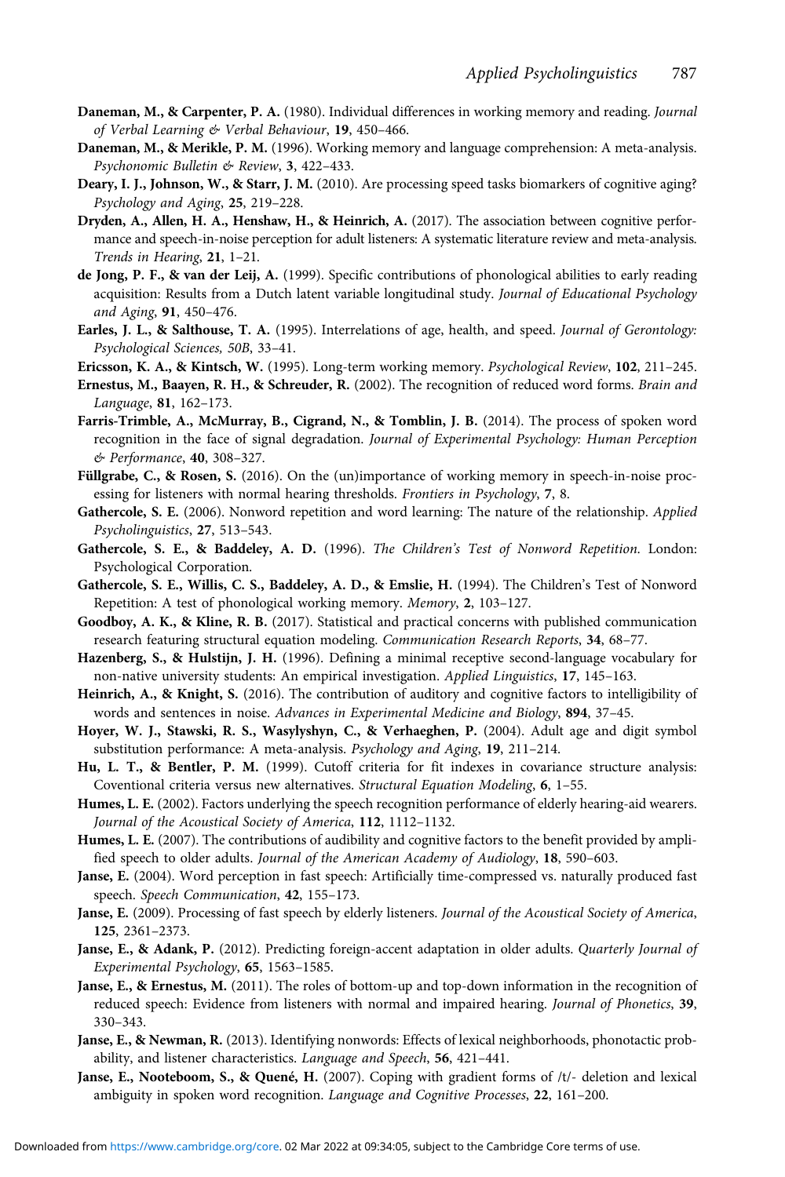**Daneman, M., & Carpenter, P. A.** (1980). Individual differences in working memory and reading. *Journal of Verbal Learning & Verbal Behaviour*, **19**, 450–466.

**Daneman, M., & Merikle, P. M.** (1996). Working memory and language comprehension: A meta-analysis. *Psychonomic Bulletin & Review*, **3**, 422–433.

**Deary, I. J., Johnson, W., & Starr, J. M.** (2010). Are processing speed tasks biomarkers of cognitive aging? *Psychology and Aging*, **25**, 219–228.

**Dryden, A., Allen, H. A., Henshaw, H., & Heinrich, A.** (2017). The association between cognitive performance and speech-in-noise perception for adult listeners: A systematic literature review and meta-analysis. *Trends in Hearing*, **21**, 1–21.

**de Jong, P. F., & van der Leij, A.** (1999). Specific contributions of phonological abilities to early reading acquisition: Results from a Dutch latent variable longitudinal study. *Journal of Educational Psychology and Aging*, **91**, 450–476.

**Earles, J. L., & Salthouse, T. A.** (1995). Interrelations of age, health, and speed. *Journal of Gerontology: Psychological Sciences, 50B*, 33–41.

**Ericsson, K. A., & Kintsch, W.** (1995). Long-term working memory. *Psychological Review*, **102**, 211–245.

**Ernestus, M., Baayen, R. H., & Schreuder, R.** (2002). The recognition of reduced word forms. *Brain and Language*, **81**, 162–173.

**Farris-Trimble, A., McMurray, B., Cigrand, N., & Tomblin, J. B.** (2014). The process of spoken word recognition in the face of signal degradation. *Journal of Experimental Psychology: Human Perception & Performance*, **40**, 308–327.

**Füllgrabe, C., & Rosen, S.** (2016). On the (un)importance of working memory in speech-in-noise processing for listeners with normal hearing thresholds. *Frontiers in Psychology*, **7**, 8.

**Gathercole, S. E.** (2006). Nonword repetition and word learning: The nature of the relationship. *Applied Psycholinguistics*, **27**, 513–543.

**Gathercole, S. E., & Baddeley, A. D.** (1996). *The Children's Test of Nonword Repetition*. London: Psychological Corporation.

**Gathercole, S. E., Willis, C. S., Baddeley, A. D., & Emslie, H.** (1994). The Children's Test of Nonword Repetition: A test of phonological working memory. *Memory*, **2**, 103–127.

**Goodboy, A. K., & Kline, R. B.** (2017). Statistical and practical concerns with published communication research featuring structural equation modeling. *Communication Research Reports*, **34**, 68–77.

**Hazenberg, S., & Hulstijn, J. H.** (1996). Defining a minimal receptive second-language vocabulary for non-native university students: An empirical investigation. *Applied Linguistics*, **17**, 145–163.

**Heinrich, A., & Knight, S.** (2016). The contribution of auditory and cognitive factors to intelligibility of words and sentences in noise. *Advances in Experimental Medicine and Biology*, **894**, 37–45.

**Hoyer, W. J., Stawski, R. S., Wasylyshyn, C., & Verhaeghen, P.** (2004). Adult age and digit symbol substitution performance: A meta-analysis. *Psychology and Aging*, **19**, 211–214.

**Hu, L. T., & Bentler, P. M.** (1999). Cutoff criteria for fit indexes in covariance structure analysis: Coventional criteria versus new alternatives. *Structural Equation Modeling*, **6**, 1–55.

**Humes, L. E.** (2002). Factors underlying the speech recognition performance of elderly hearing-aid wearers. *Journal of the Acoustical Society of America*, **112**, 1112–1132.

**Humes, L. E.** (2007). The contributions of audibility and cognitive factors to the benefit provided by amplified speech to older adults. *Journal of the American Academy of Audiology*, **18**, 590–603.

**Janse, E.** (2004). Word perception in fast speech: Artificially time-compressed vs. naturally produced fast speech. *Speech Communication*, **42**, 155–173.

**Janse, E.** (2009). Processing of fast speech by elderly listeners. *Journal of the Acoustical Society of America*, **125**, 2361–2373.

**Janse, E., & Adank, P.** (2012). Predicting foreign-accent adaptation in older adults. *Quarterly Journal of Experimental Psychology*, **65**, 1563–1585.

**Janse, E., & Ernestus, M.** (2011). The roles of bottom-up and top-down information in the recognition of reduced speech: Evidence from listeners with normal and impaired hearing. *Journal of Phonetics*, **39**, 330–343.

**Janse, E., & Newman, R.** (2013). Identifying nonwords: Effects of lexical neighborhoods, phonotactic probability, and listener characteristics. *Language and Speech*, **56**, 421–441.

**Janse, E., Nooteboom, S., & Quené, H.** (2007). Coping with gradient forms of /t/- deletion and lexical ambiguity in spoken word recognition. *Language and Cognitive Processes*, **22**, 161–200.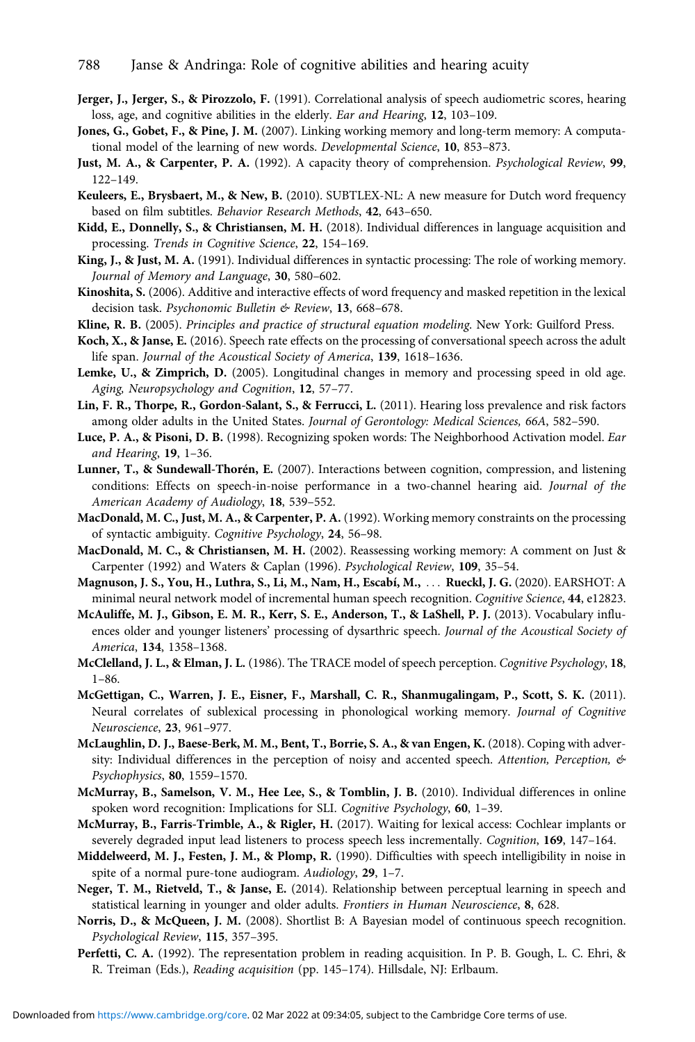**Jerger, J., Jerger, S., & Pirozzolo, F.** (1991). Correlational analysis of speech audiometric scores, hearing loss, age, and cognitive abilities in the elderly. *Ear and Hearing*, **12**, 103–109.

**Jones, G., Gobet, F., & Pine, J. M.** (2007). Linking working memory and long-term memory: A computational model of the learning of new words. *Developmental Science*, **10**, 853–873.

**Just, M. A., & Carpenter, P. A.** (1992). A capacity theory of comprehension. *Psychological Review*, **99**, 122–149.

**Keuleers, E., Brysbaert, M., & New, B.** (2010). SUBTLEX-NL: A new measure for Dutch word frequency based on film subtitles. *Behavior Research Methods*, **42**, 643–650.

**Kidd, E., Donnelly, S., & Christiansen, M. H.** (2018). Individual differences in language acquisition and processing. *Trends in Cognitive Science*, **22**, 154–169.

**King, J., & Just, M. A.** (1991). Individual differences in syntactic processing: The role of working memory. *Journal of Memory and Language*, **30**, 580–602.

**Kinoshita, S.** (2006). Additive and interactive effects of word frequency and masked repetition in the lexical decision task. *Psychonomic Bulletin & Review*, **13**, 668–678.

**Kline, R. B.** (2005). *Principles and practice of structural equation modeling*. New York: Guilford Press.

**Koch, X., & Janse, E.** (2016). Speech rate effects on the processing of conversational speech across the adult life span. *Journal of the Acoustical Society of America*, **139**, 1618–1636.

**Lemke, U., & Zimprich, D.** (2005). Longitudinal changes in memory and processing speed in old age. *Aging, Neuropsychology and Cognition*, **12**, 57–77.

**Lin, F. R., Thorpe, R., Gordon-Salant, S., & Ferrucci, L.** (2011). Hearing loss prevalence and risk factors among older adults in the United States. *Journal of Gerontology: Medical Sciences, 66A*, 582–590.

**Luce, P. A., & Pisoni, D. B.** (1998). Recognizing spoken words: The Neighborhood Activation model. *Ear and Hearing*, **19**, 1–36.

**Lunner, T., & Sundewall-Thorén, E.** (2007). Interactions between cognition, compression, and listening conditions: Effects on speech-in-noise performance in a two-channel hearing aid. *Journal of the American Academy of Audiology*, **18**, 539–552.

**MacDonald, M. C., Just, M. A., & Carpenter, P. A.** (1992). Working memory constraints on the processing of syntactic ambiguity. *Cognitive Psychology*, **24**, 56–98.

**MacDonald, M. C., & Christiansen, M. H.** (2002). Reassessing working memory: A comment on Just & Carpenter (1992) and Waters & Caplan (1996). *Psychological Review*, **109**, 35–54.

**Magnuson, J. S., You, H., Luthra, S., Li, M., Nam, H., Escabí, M., . . . Rueckl, J. G.** (2020). EARSHOT: A minimal neural network model of incremental human speech recognition. *Cognitive Science*, **44**, e12823.

**McAuliffe, M. J., Gibson, E. M. R., Kerr, S. E., Anderson, T., & LaShell, P. J.** (2013). Vocabulary influences older and younger listeners' processing of dysarthric speech. *Journal of the Acoustical Society of America*, **134**, 1358–1368.

**McClelland, J. L., & Elman, J. L.** (1986). The TRACE model of speech perception. *Cognitive Psychology*, **18**, 1–86.

**McGettigan, C., Warren, J. E., Eisner, F., Marshall, C. R., Shanmugalingam, P., Scott, S. K.** (2011). Neural correlates of sublexical processing in phonological working memory. *Journal of Cognitive Neuroscience*, **23**, 961–977.

**McLaughlin, D. J., Baese-Berk, M. M., Bent, T., Borrie, S. A., & van Engen, K.** (2018). Coping with adversity: Individual differences in the perception of noisy and accented speech. *Attention, Perception, & Psychophysics*, **80**, 1559–1570.

**McMurray, B., Samelson, V. M., Hee Lee, S., & Tomblin, J. B.** (2010). Individual differences in online spoken word recognition: Implications for SLI. *Cognitive Psychology*, **60**, 1–39.

**McMurray, B., Farris-Trimble, A., & Rigler, H.** (2017). Waiting for lexical access: Cochlear implants or severely degraded input lead listeners to process speech less incrementally. *Cognition*, **169**, 147–164.

**Middelweerd, M. J., Festen, J. M., & Plomp, R.** (1990). Difficulties with speech intelligibility in noise in spite of a normal pure-tone audiogram. *Audiology*, **29**, 1–7.

**Neger, T. M., Rietveld, T., & Janse, E.** (2014). Relationship between perceptual learning in speech and statistical learning in younger and older adults. *Frontiers in Human Neuroscience*, **8**, 628.

**Norris, D., & McQueen, J. M.** (2008). Shortlist B: A Bayesian model of continuous speech recognition. *Psychological Review*, **115**, 357–395.

**Perfetti, C. A.** (1992). The representation problem in reading acquisition. In P. B. Gough, L. C. Ehri, & R. Treiman (Eds.), *Reading acquisition* (pp. 145–174). Hillsdale, NJ: Erlbaum.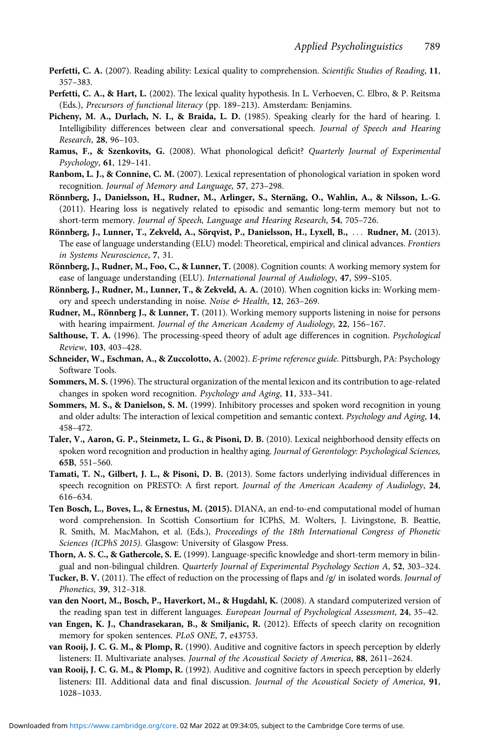**Perfetti, C. A.** (2007). Reading ability: Lexical quality to comprehension. *Scientific Studies of Reading*, **11**, 357–383.

**Perfetti, C. A., & Hart, L.** (2002). The lexical quality hypothesis. In L. Verhoeven, C. Elbro, & P. Reitsma (Eds.), *Precursors of functional literacy* (pp. 189–213). Amsterdam: Benjamins.

**Picheny, M. A., Durlach, N. I., & Braida, L. D.** (1985). Speaking clearly for the hard of hearing. I. Intelligibility differences between clear and conversational speech. *Journal of Speech and Hearing Research*, **28**, 96–103.

**Ramus, F., & Szenkovits, G.** (2008). What phonological deficit? *Quarterly Journal of Experimental Psychology*, **61**, 129–141.

**Ranbom, L. J., & Connine, C. M.** (2007). Lexical representation of phonological variation in spoken word recognition. *Journal of Memory and Language*, **57**, 273–298.

**Rönnberg, J., Danielsson, H., Rudner, M., Arlinger, S., Sternäng, O., Wahlin, A., & Nilsson, L.-G.** (2011). Hearing loss is negatively related to episodic and semantic long-term memory but not to short-term memory. *Journal of Speech, Language and Hearing Research*, **54**, 705–726.

**Rönnberg, J., Lunner, T., Zekveld, A., Sörqvist, P., Danielsson, H., Lyxell, B., . . . Rudner, M.** (2013). The ease of language understanding (ELU) model: Theoretical, empirical and clinical advances. *Frontiers in Systems Neuroscience*, **7**, 31.

**Rönnberg, J., Rudner, M., Foo, C., & Lunner, T.** (2008). Cognition counts: A working memory system for ease of language understanding (ELU). *International Journal of Audiology*, **47**, S99–S105.

**Rönnberg, J., Rudner, M., Lunner, T., & Zekveld, A. A.** (2010). When cognition kicks in: Working memory and speech understanding in noise. *Noise & Health*, **12**, 263–269.

**Rudner, M., Rönnberg J., & Lunner, T.** (2011). Working memory supports listening in noise for persons with hearing impairment. *Journal of the American Academy of Audiology*, **22**, 156–167.

**Salthouse, T. A.** (1996). The processing-speed theory of adult age differences in cognition. *Psychological Review*, **103**, 403–428.

**Schneider, W., Eschman, A., & Zuccolotto, A.** (2002). *E-prime reference guide*. Pittsburgh, PA: Psychology Software Tools.

**Sommers, M. S.** (1996). The structural organization of the mental lexicon and its contribution to age-related changes in spoken word recognition. *Psychology and Aging*, **11**, 333–341.

**Sommers, M. S., & Danielson, S. M.** (1999). Inhibitory processes and spoken word recognition in young and older adults: The interaction of lexical competition and semantic context. *Psychology and Aging*, **14**, 458–472.

**Taler, V., Aaron, G. P., Steinmetz, L. G., & Pisoni, D. B.** (2010). Lexical neighborhood density effects on spoken word recognition and production in healthy aging. *Journal of Gerontology: Psychological Sciences,* **65B**, 551–560.

**Tamati, T. N., Gilbert, J. L., & Pisoni, D. B.** (2013). Some factors underlying individual differences in speech recognition on PRESTO: A first report. *Journal of the American Academy of Audiology*, **24**, 616–634.

**Ten Bosch, L., Boves, L., & Ernestus, M. (2015).** DIANA, an end-to-end computational model of human word comprehension. In Scottish Consortium for ICPhS, M. Wolters, J. Livingstone, B. Beattie, R. Smith, M. MacMahon, et al. (Eds.), *Proceedings of the 18th International Congress of Phonetic Sciences (ICPhS 2015)*. Glasgow: University of Glasgow Press.

**Thorn, A. S. C., & Gathercole, S. E.** (1999). Language-specific knowledge and short-term memory in bilingual and non-bilingual children. *Quarterly Journal of Experimental Psychology Section A*, **52**, 303–324.

**Tucker, B. V.** (2011). The effect of reduction on the processing of flaps and /g/ in isolated words. *Journal of Phonetics*, **39**, 312–318.

**van den Noort, M., Bosch, P., Haverkort, M., & Hugdahl, K.** (2008). A standard computerized version of the reading span test in different languages. *European Journal of Psychological Assessment*, **24**, 35–42.

**van Engen, K. J., Chandrasekaran, B., & Smiljanic, R.** (2012). Effects of speech clarity on recognition memory for spoken sentences. *PLoS ONE*, **7**, e43753.

**van Rooij, J. C. G. M., & Plomp, R.** (1990). Auditive and cognitive factors in speech perception by elderly listeners: II. Multivariate analyses. *Journal of the Acoustical Society of America*, **88**, 2611–2624.

**van Rooij, J. C. G. M., & Plomp, R.** (1992). Auditive and cognitive factors in speech perception by elderly listeners: III. Additional data and final discussion. *Journal of the Acoustical Society of America*, **91**, 1028–1033.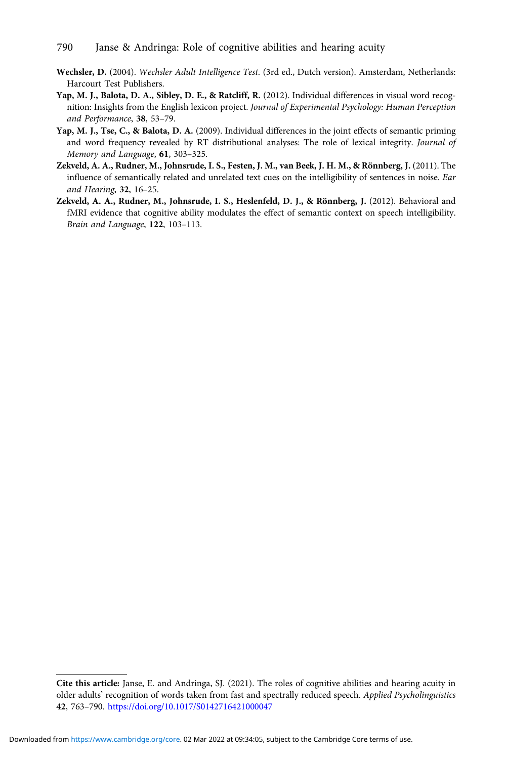**Wechsler, D.** (2004). *Wechsler Adult Intelligence Test.* (3rd ed., Dutch version). Amsterdam, Netherlands: Harcourt Test Publishers.

**Yap, M. J., Balota, D. A., Sibley, D. E., & Ratcliff, R.** (2012). Individual differences in visual word recognition: Insights from the English lexicon project. *Journal of Experimental Psychology: Human Perception and Performance*, **38**, 53–79.

**Yap, M. J., Tse, C., & Balota, D. A.** (2009). Individual differences in the joint effects of semantic priming and word frequency revealed by RT distributional analyses: The role of lexical integrity. *Journal of Memory and Language*, **61**, 303–325.

**Zekveld, A. A., Rudner, M., Johnsrude, I. S., Festen, J. M., van Beek, J. H. M., & Rönnberg, J.** (2011). The influence of semantically related and unrelated text cues on the intelligibility of sentences in noise. *Ear and Hearing*, **32**, 16–25.

**Zekveld, A. A., Rudner, M., Johnsrude, I. S., Heslenfeld, D. J., & Rönnberg, J.** (2012). Behavioral and fMRI evidence that cognitive ability modulates the effect of semantic context on speech intelligibility. *Brain and Language*, **122**, 103–113.

**Cite this article:** Janse, E. and Andringa, SJ. (2021). The roles of cognitive abilities and hearing acuity in older adults' recognition of words taken from fast and spectrally reduced speech. *Applied Psycholinguistics* **42**, 763–790. https://doi.org/10.1017/S0142716421000047